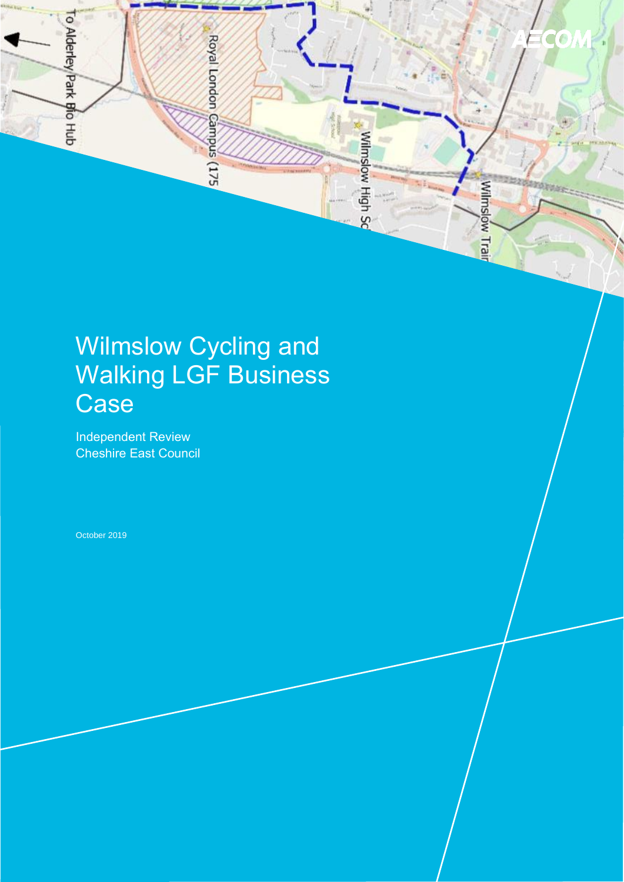# Wilmslow Cycling and Walking LGF Business Case

Independent Review
Cheshire East Council

October 2019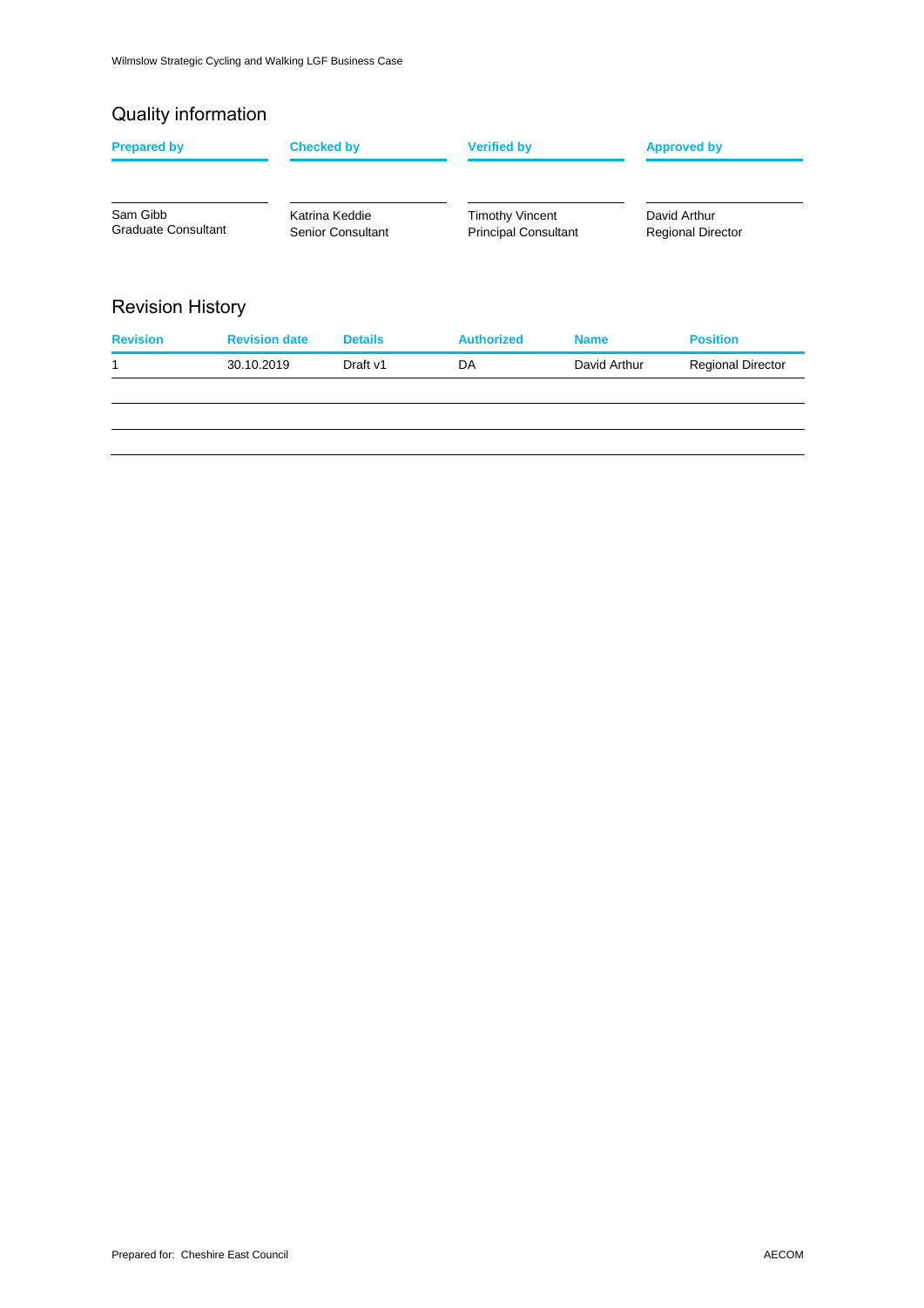## Quality information

| Prepared by | Checked by | Verified by | Approved by |
|---|---|---|---|
| Sam Gibb<br>Graduate Consultant | Katrina Keddie<br>Senior Consultant | Timothy Vincent<br>Principal Consultant | David Arthur<br>Regional Director |

## Revision History

| Revision | Revision date | Details | Authorized | Name | Position |
|---|---|---|---|---|---|
| 1 | 30.10.2019 | Draft v1 | DA | David Arthur | Regional Director |
| | | | | | |
| | | | | | |
| | | | | | |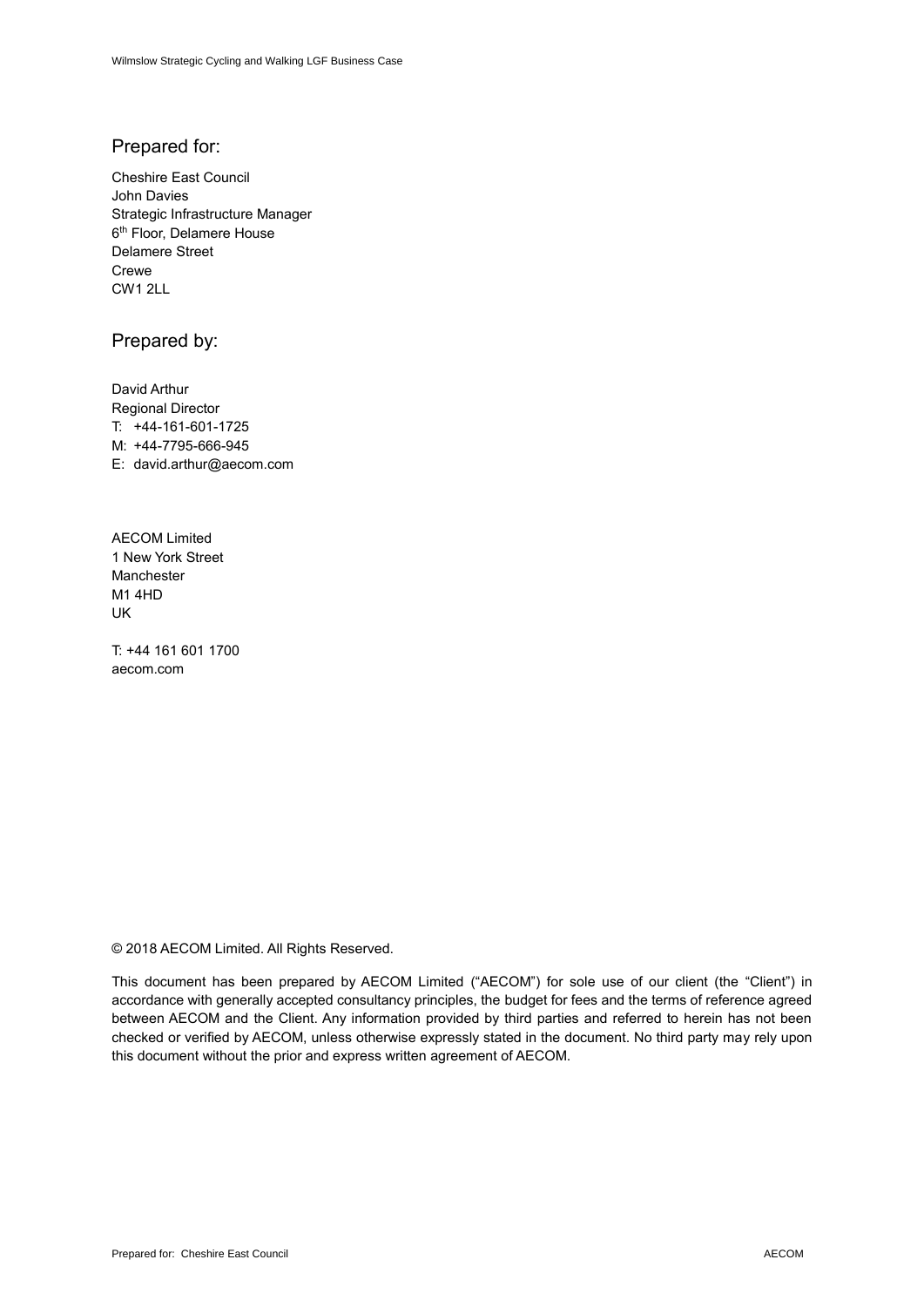## Prepared for:

Cheshire East Council
John Davies
Strategic Infrastructure Manager
6th Floor, Delamere House
Delamere Street
Crewe
CW1 2LL

## Prepared by:

David Arthur
Regional Director
T: +44-161-601-1725
M: +44-7795-666-945
E: david.arthur@aecom.com

AECOM Limited
1 New York Street
Manchester
M1 4HD
UK

T: +44 161 601 1700
aecom.com

© 2018 AECOM Limited. All Rights Reserved.

This document has been prepared by AECOM Limited ("AECOM") for sole use of our client (the "Client") in accordance with generally accepted consultancy principles, the budget for fees and the terms of reference agreed between AECOM and the Client. Any information provided by third parties and referred to herein has not been checked or verified by AECOM, unless otherwise expressly stated in the document. No third party may rely upon this document without the prior and express written agreement of AECOM.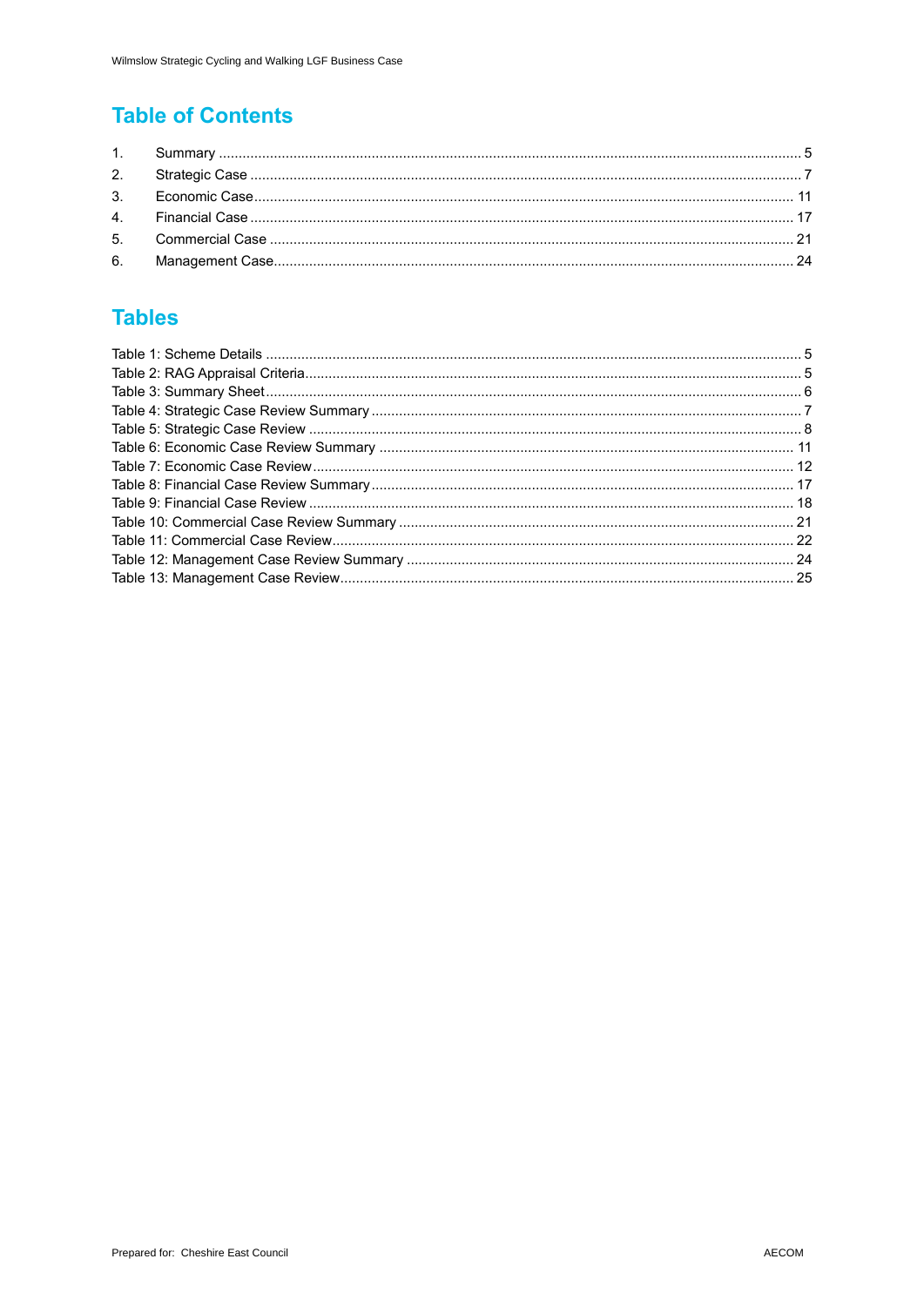## Table of Contents

1. Summary .................................................................................................................... 5
2. Strategic Case ........................................................................................................... 7
3. Economic Case ......................................................................................................... 11
4. Financial Case .......................................................................................................... 17
5. Commercial Case ..................................................................................................... 21
6. Management Case .................................................................................................... 24

## Tables

Table 1: Scheme Details ...................................................................................................... 5
Table 2: RAG Appraisal Criteria ........................................................................................... 5
Table 3: Summary Sheet ...................................................................................................... 6
Table 4: Strategic Case Review Summary ........................................................................... 7
Table 5: Strategic Case Review ........................................................................................... 8
Table 6: Economic Case Review Summary ........................................................................ 11
Table 7: Economic Case Review ........................................................................................ 12
Table 8: Financial Case Review Summary ......................................................................... 17
Table 9: Financial Case Review .......................................................................................... 18
Table 10: Commercial Case Review Summary ................................................................... 21
Table 11: Commercial Case Review ................................................................................... 22
Table 12: Management Case Review Summary ................................................................. 24
Table 13: Management Case Review .................................................................................. 25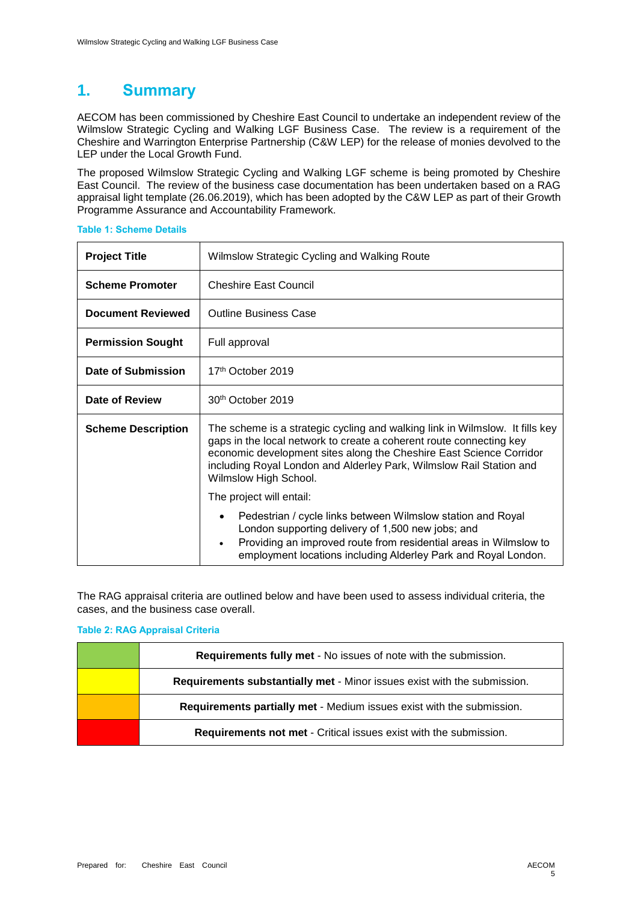# 1. Summary

AECOM has been commissioned by Cheshire East Council to undertake an independent review of the Wilmslow Strategic Cycling and Walking LGF Business Case. The review is a requirement of the Cheshire and Warrington Enterprise Partnership (C&W LEP) for the release of monies devolved to the LEP under the Local Growth Fund.

The proposed Wilmslow Strategic Cycling and Walking LGF scheme is being promoted by Cheshire East Council. The review of the business case documentation has been undertaken based on a RAG appraisal light template (26.06.2019), which has been adopted by the C&W LEP as part of their Growth Programme Assurance and Accountability Framework.

**Table 1: Scheme Details**

| | |
|---|---|
| **Project Title** | Wilmslow Strategic Cycling and Walking Route |
| **Scheme Promoter** | Cheshire East Council |
| **Document Reviewed** | Outline Business Case |
| **Permission Sought** | Full approval |
| **Date of Submission** | 17th October 2019 |
| **Date of Review** | 30th October 2019 |
| **Scheme Description** | The scheme is a strategic cycling and walking link in Wilmslow. It fills key gaps in the local network to create a coherent route connecting key economic development sites along the Cheshire East Science Corridor including Royal London and Alderley Park, Wilmslow Rail Station and Wilmslow High School.<br><br>The project will entail:<br><br>• Pedestrian / cycle links between Wilmslow station and Royal London supporting delivery of 1,500 new jobs; and<br>• Providing an improved route from residential areas in Wilmslow to employment locations including Alderley Park and Royal London. |

The RAG appraisal criteria are outlined below and have been used to assess individual criteria, the cases, and the business case overall.

**Table 2: RAG Appraisal Criteria**

| Colour | Criteria |
|---|---|
| Green | **Requirements fully met** - No issues of note with the submission. |
| Yellow | **Requirements substantially met** - Minor issues exist with the submission. |
| Amber | **Requirements partially met** - Medium issues exist with the submission. |
| Red | **Requirements not met** - Critical issues exist with the submission. |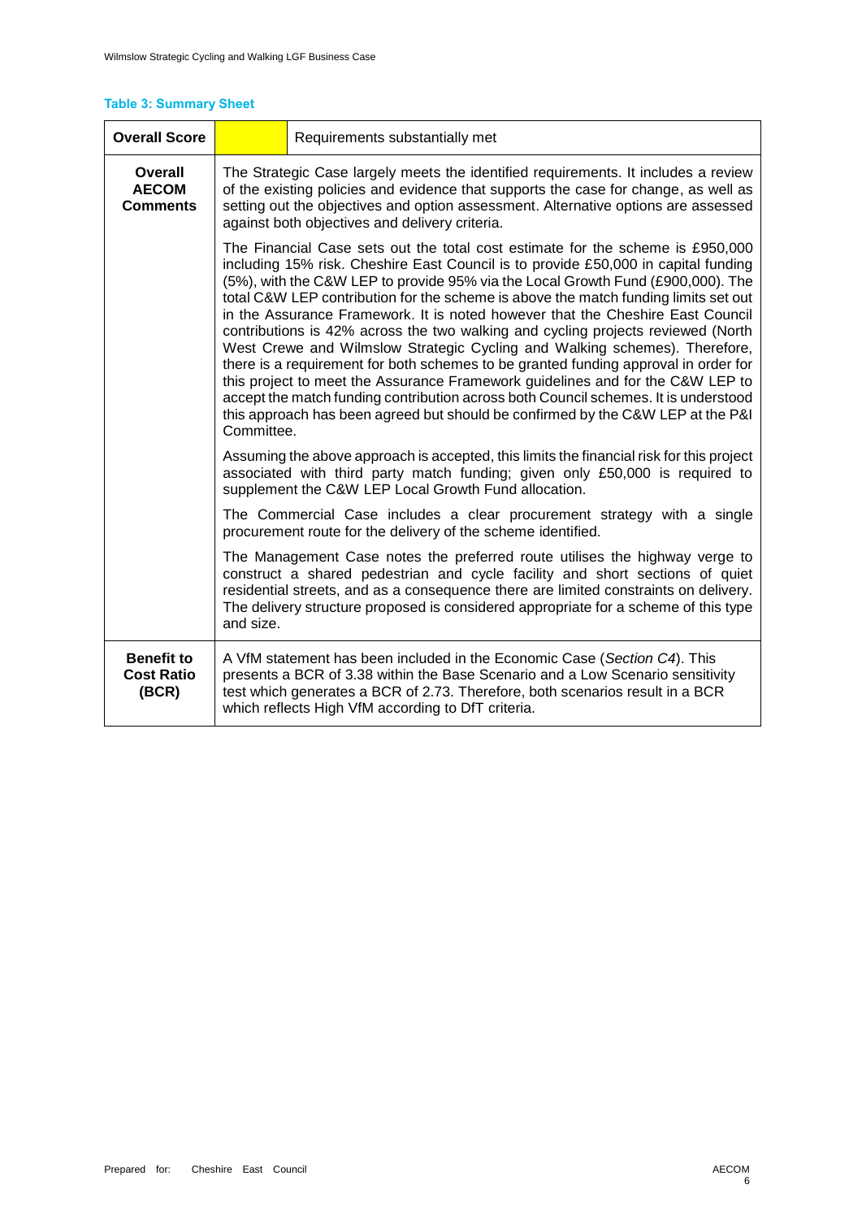**Table 3: Summary Sheet**

| **Overall Score** | | Requirements substantially met |
|---|---|---|
| **Overall AECOM Comments** | The Strategic Case largely meets the identified requirements. It includes a review of the existing policies and evidence that supports the case for change, as well as setting out the objectives and option assessment. Alternative options are assessed against both objectives and delivery criteria.<br><br>The Financial Case sets out the total cost estimate for the scheme is £950,000 including 15% risk. Cheshire East Council is to provide £50,000 in capital funding (5%), with the C&W LEP to provide 95% via the Local Growth Fund (£900,000). The total C&W LEP contribution for the scheme is above the match funding limits set out in the Assurance Framework. It is noted however that the Cheshire East Council contributions is 42% across the two walking and cycling projects reviewed (North West Crewe and Wilmslow Strategic Cycling and Walking schemes). Therefore, there is a requirement for both schemes to be granted funding approval in order for this project to meet the Assurance Framework guidelines and for the C&W LEP to accept the match funding contribution across both Council schemes. It is understood this approach has been agreed but should be confirmed by the C&W LEP at the P&I Committee.<br><br>Assuming the above approach is accepted, this limits the financial risk for this project associated with third party match funding; given only £50,000 is required to supplement the C&W LEP Local Growth Fund allocation.<br><br>The Commercial Case includes a clear procurement strategy with a single procurement route for the delivery of the scheme identified.<br><br>The Management Case notes the preferred route utilises the highway verge to construct a shared pedestrian and cycle facility and short sections of quiet residential streets, and as a consequence there are limited constraints on delivery. The delivery structure proposed is considered appropriate for a scheme of this type and size. | |
| **Benefit to Cost Ratio (BCR)** | A VfM statement has been included in the Economic Case (*Section C4*). This presents a BCR of 3.38 within the Base Scenario and a Low Scenario sensitivity test which generates a BCR of 2.73. Therefore, both scenarios result in a BCR which reflects High VfM according to DfT criteria. | |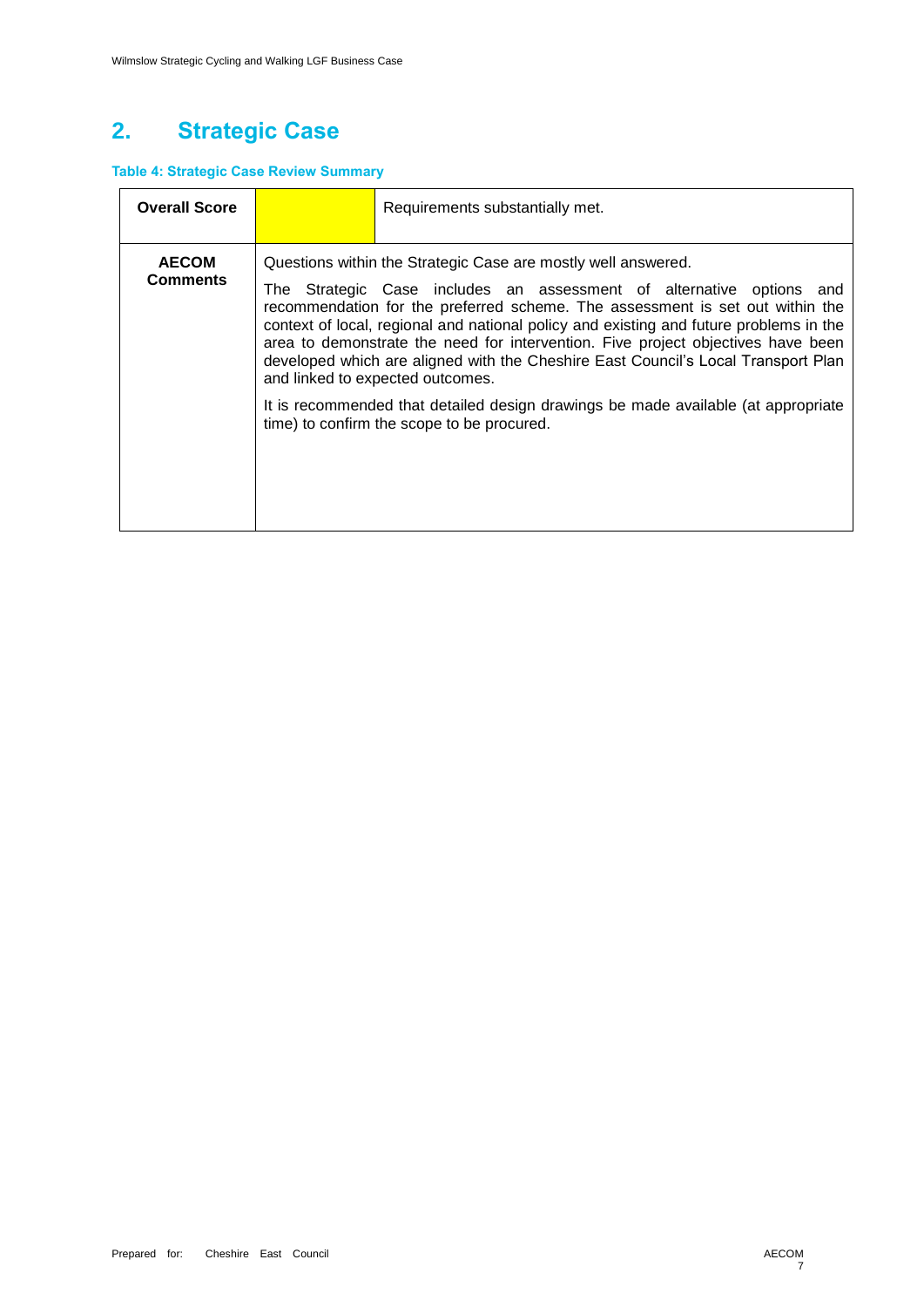## 2. Strategic Case

**Table 4: Strategic Case Review Summary**

| **Overall Score** | | Requirements substantially met. |
|---|---|---|
| **AECOM Comments** | Questions within the Strategic Case are mostly well answered.<br><br>The Strategic Case includes an assessment of alternative options and recommendation for the preferred scheme. The assessment is set out within the context of local, regional and national policy and existing and future problems in the area to demonstrate the need for intervention. Five project objectives have been developed which are aligned with the Cheshire East Council's Local Transport Plan and linked to expected outcomes.<br><br>It is recommended that detailed design drawings be made available (at appropriate time) to confirm the scope to be procured. | |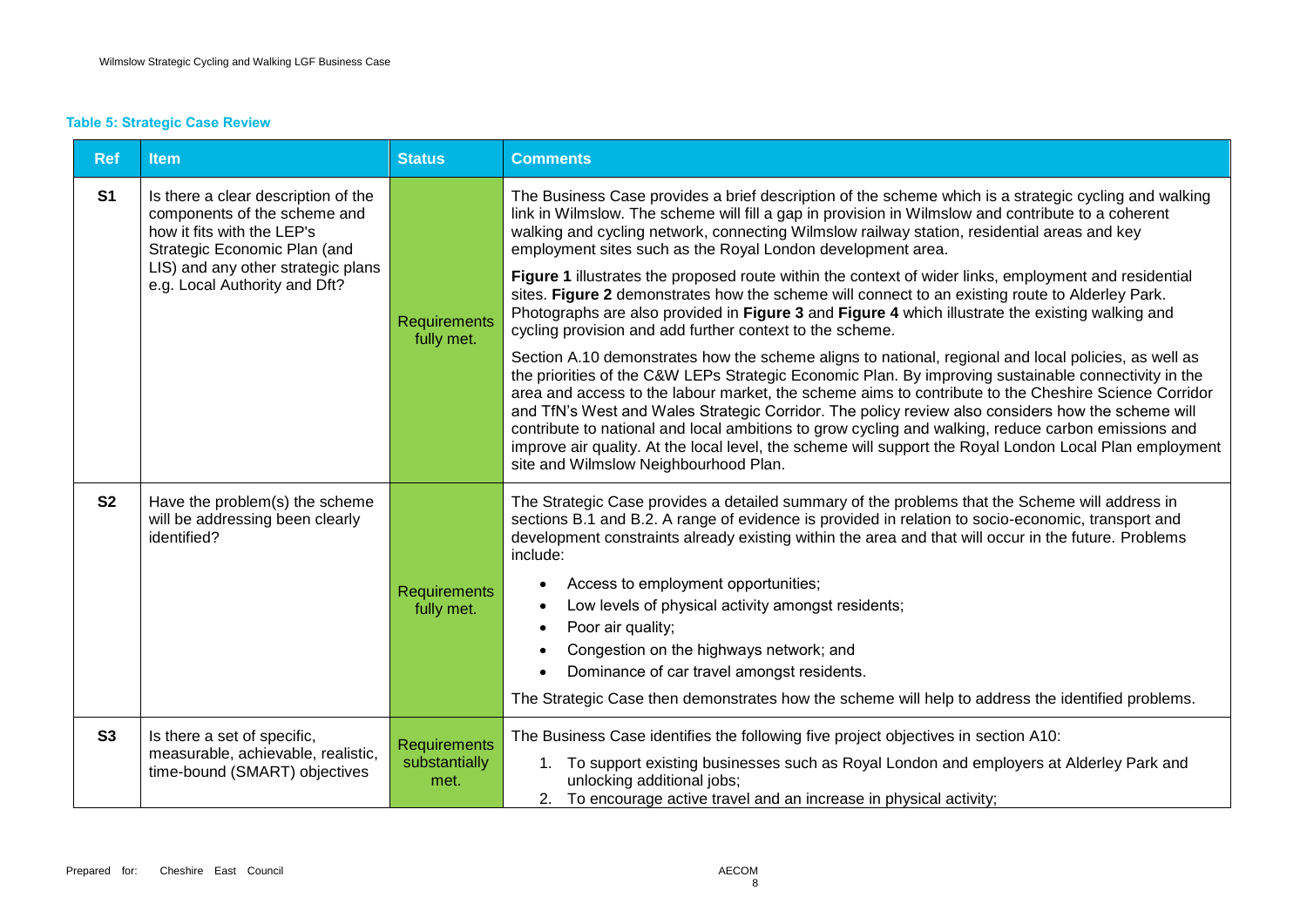**Table 5: Strategic Case Review**

| Ref | Item | Status | Comments |
|---|---|---|---|
| **S1** | Is there a clear description of the components of the scheme and how it fits with the LEP's Strategic Economic Plan (and LIS) and any other strategic plans e.g. Local Authority and Dft? | Requirements fully met. | The Business Case provides a brief description of the scheme which is a strategic cycling and walking link in Wilmslow. The scheme will fill a gap in provision in Wilmslow and contribute to a coherent walking and cycling network, connecting Wilmslow railway station, residential areas and key employment sites such as the Royal London development area.<br><br>**Figure 1** illustrates the proposed route within the context of wider links, employment and residential sites. **Figure 2** demonstrates how the scheme will connect to an existing route to Alderley Park. Photographs are also provided in **Figure 3** and **Figure 4** which illustrate the existing walking and cycling provision and add further context to the scheme.<br><br>Section A.10 demonstrates how the scheme aligns to national, regional and local policies, as well as the priorities of the C&W LEPs Strategic Economic Plan. By improving sustainable connectivity in the area and access to the labour market, the scheme aims to contribute to the Cheshire Science Corridor and TfN's West and Wales Strategic Corridor. The policy review also considers how the scheme will contribute to national and local ambitions to grow cycling and walking, reduce carbon emissions and improve air quality. At the local level, the scheme will support the Royal London Local Plan employment site and Wilmslow Neighbourhood Plan. |
| **S2** | Have the problem(s) the scheme will be addressing been clearly identified? | Requirements fully met. | The Strategic Case provides a detailed summary of the problems that the Scheme will address in sections B.1 and B.2. A range of evidence is provided in relation to socio-economic, transport and development constraints already existing within the area and that will occur in the future. Problems include:<br><br>• Access to employment opportunities;<br>• Low levels of physical activity amongst residents;<br>• Poor air quality;<br>• Congestion on the highways network; and<br>• Dominance of car travel amongst residents.<br><br>The Strategic Case then demonstrates how the scheme will help to address the identified problems. |
| **S3** | Is there a set of specific, measurable, achievable, realistic, time-bound (SMART) objectives | Requirements substantially met. | The Business Case identifies the following five project objectives in section A10:<br><br>1. To support existing businesses such as Royal London and employers at Alderley Park and unlocking additional jobs;<br>2. To encourage active travel and an increase in physical activity; |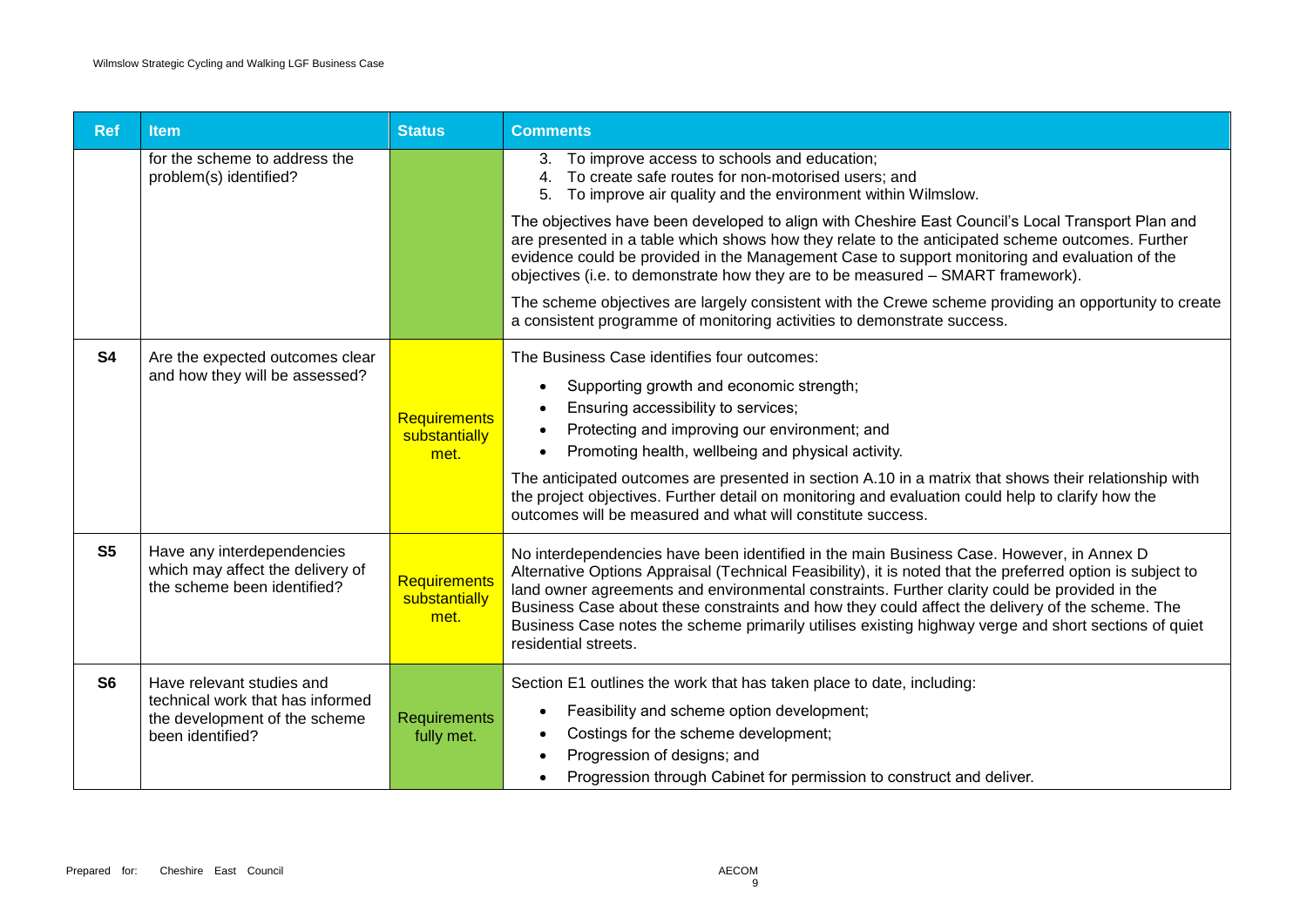| Ref | Item | Status | Comments |
|---|---|---|---|
| | for the scheme to address the problem(s) identified? | | 3. To improve access to schools and education;<br>4. To create safe routes for non-motorised users; and<br>5. To improve air quality and the environment within Wilmslow.<br><br>The objectives have been developed to align with Cheshire East Council's Local Transport Plan and are presented in a table which shows how they relate to the anticipated scheme outcomes. Further evidence could be provided in the Management Case to support monitoring and evaluation of the objectives (i.e. to demonstrate how they are to be measured – SMART framework).<br><br>The scheme objectives are largely consistent with the Crewe scheme providing an opportunity to create a consistent programme of monitoring activities to demonstrate success. |
| **S4** | Are the expected outcomes clear and how they will be assessed? | Requirements substantially met. | The Business Case identifies four outcomes:<br>• Supporting growth and economic strength;<br>• Ensuring accessibility to services;<br>• Protecting and improving our environment; and<br>• Promoting health, wellbeing and physical activity.<br><br>The anticipated outcomes are presented in section A.10 in a matrix that shows their relationship with the project objectives. Further detail on monitoring and evaluation could help to clarify how the outcomes will be measured and what will constitute success. |
| **S5** | Have any interdependencies which may affect the delivery of the scheme been identified? | Requirements substantially met. | No interdependencies have been identified in the main Business Case. However, in Annex D Alternative Options Appraisal (Technical Feasibility), it is noted that the preferred option is subject to land owner agreements and environmental constraints. Further clarity could be provided in the Business Case about these constraints and how they could affect the delivery of the scheme. The Business Case notes the scheme primarily utilises existing highway verge and short sections of quiet residential streets. |
| **S6** | Have relevant studies and technical work that has informed the development of the scheme been identified? | Requirements fully met. | Section E1 outlines the work that has taken place to date, including:<br>• Feasibility and scheme option development;<br>• Costings for the scheme development;<br>• Progression of designs; and<br>• Progression through Cabinet for permission to construct and deliver. |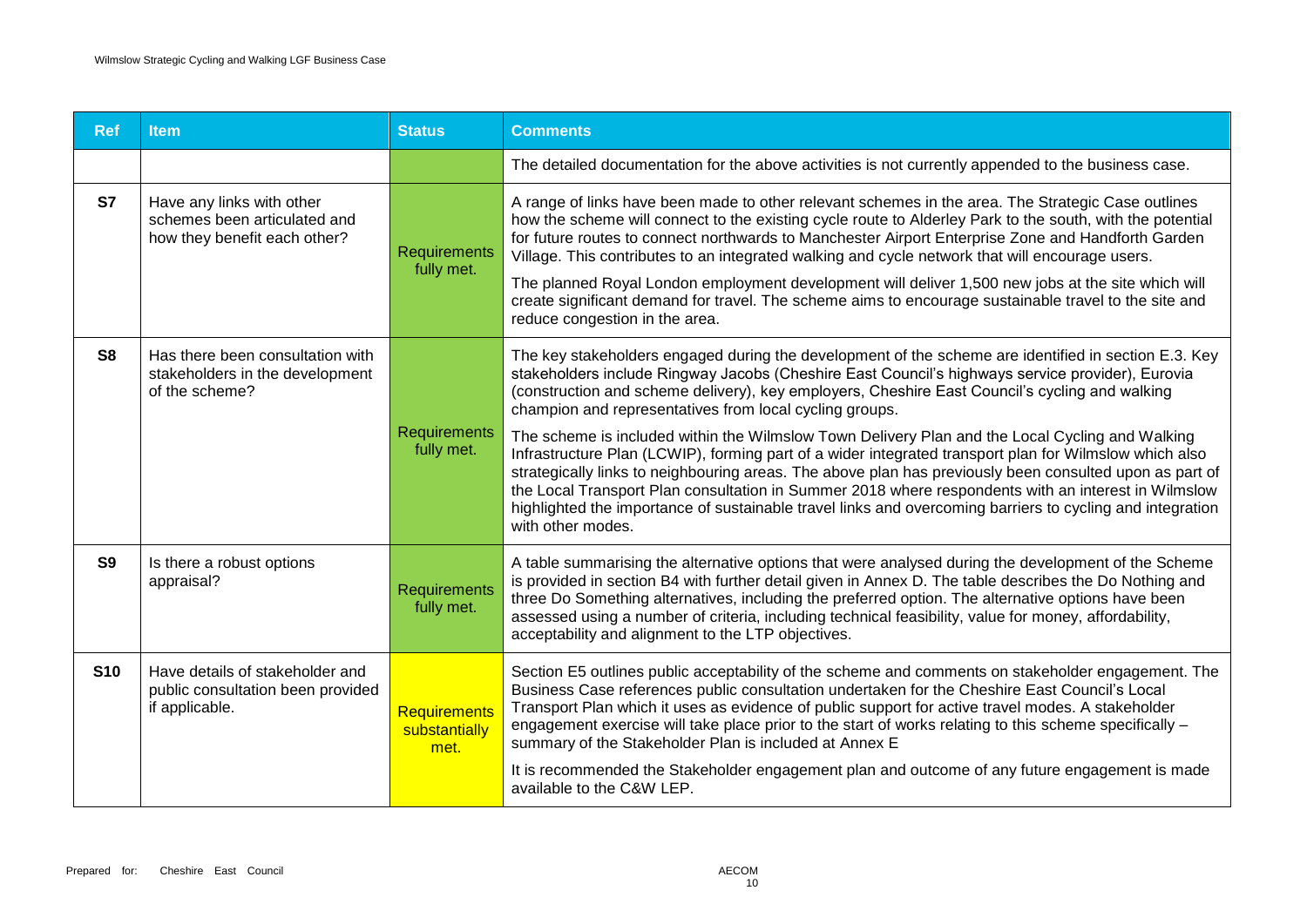| Ref | Item | Status | Comments |
|---|---|---|---|
| | | | The detailed documentation for the above activities is not currently appended to the business case. |
| S7 | Have any links with other schemes been articulated and how they benefit each other? | Requirements fully met. | A range of links have been made to other relevant schemes in the area. The Strategic Case outlines how the scheme will connect to the existing cycle route to Alderley Park to the south, with the potential for future routes to connect northwards to Manchester Airport Enterprise Zone and Handforth Garden Village. This contributes to an integrated walking and cycle network that will encourage users.<br><br>The planned Royal London employment development will deliver 1,500 new jobs at the site which will create significant demand for travel. The scheme aims to encourage sustainable travel to the site and reduce congestion in the area. |
| S8 | Has there been consultation with stakeholders in the development of the scheme? | Requirements fully met. | The key stakeholders engaged during the development of the scheme are identified in section E.3. Key stakeholders include Ringway Jacobs (Cheshire East Council's highways service provider), Eurovia (construction and scheme delivery), key employers, Cheshire East Council's cycling and walking champion and representatives from local cycling groups.<br><br>The scheme is included within the Wilmslow Town Delivery Plan and the Local Cycling and Walking Infrastructure Plan (LCWIP), forming part of a wider integrated transport plan for Wilmslow which also strategically links to neighbouring areas. The above plan has previously been consulted upon as part of the Local Transport Plan consultation in Summer 2018 where respondents with an interest in Wilmslow highlighted the importance of sustainable travel links and overcoming barriers to cycling and integration with other modes. |
| S9 | Is there a robust options appraisal? | Requirements fully met. | A table summarising the alternative options that were analysed during the development of the Scheme is provided in section B4 with further detail given in Annex D. The table describes the Do Nothing and three Do Something alternatives, including the preferred option. The alternative options have been assessed using a number of criteria, including technical feasibility, value for money, affordability, acceptability and alignment to the LTP objectives. |
| S10 | Have details of stakeholder and public consultation been provided if applicable. | Requirements substantially met. | Section E5 outlines public acceptability of the scheme and comments on stakeholder engagement. The Business Case references public consultation undertaken for the Cheshire East Council's Local Transport Plan which it uses as evidence of public support for active travel modes. A stakeholder engagement exercise will take place prior to the start of works relating to this scheme specifically – summary of the Stakeholder Plan is included at Annex E<br><br>It is recommended the Stakeholder engagement plan and outcome of any future engagement is made available to the C&W LEP. |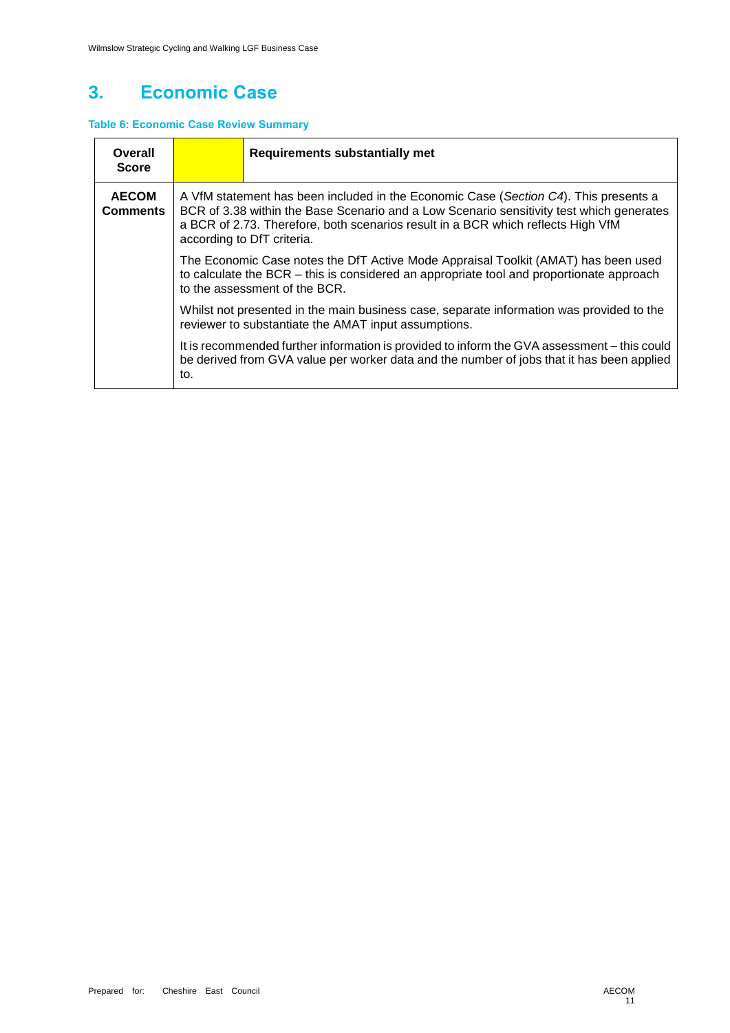## 3. Economic Case

**Table 6: Economic Case Review Summary**

| **Overall Score** | | **Requirements substantially met** |
|---|---|---|
| **AECOM Comments** | A VfM statement has been included in the Economic Case (*Section C4*). This presents a BCR of 3.38 within the Base Scenario and a Low Scenario sensitivity test which generates a BCR of 2.73. Therefore, both scenarios result in a BCR which reflects High VfM according to DfT criteria.<br><br>The Economic Case notes the DfT Active Mode Appraisal Toolkit (AMAT) has been used to calculate the BCR – this is considered an appropriate tool and proportionate approach to the assessment of the BCR.<br><br>Whilst not presented in the main business case, separate information was provided to the reviewer to substantiate the AMAT input assumptions.<br><br>It is recommended further information is provided to inform the GVA assessment – this could be derived from GVA value per worker data and the number of jobs that it has been applied to. | |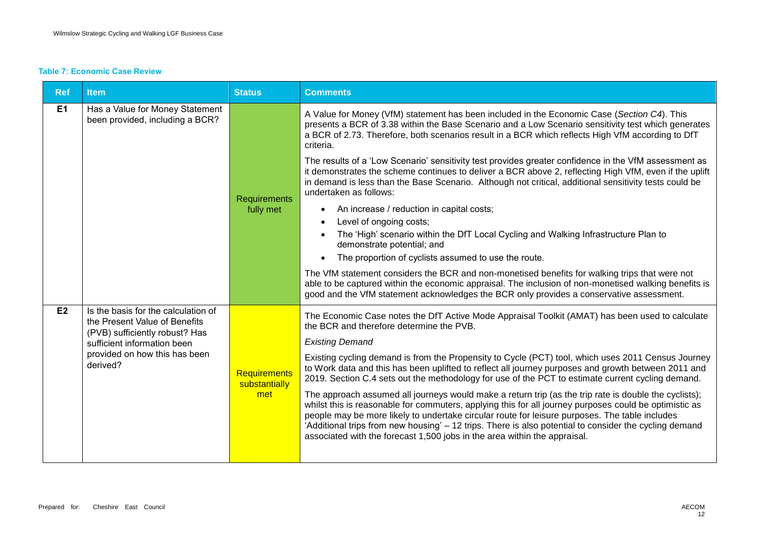**Table 7: Economic Case Review**

| Ref | Item | Status | Comments |
|---|---|---|---|
| **E1** | Has a Value for Money Statement been provided, including a BCR? | Requirements fully met | A Value for Money (VfM) statement has been included in the Economic Case (*Section C4*). This presents a BCR of 3.38 within the Base Scenario and a Low Scenario sensitivity test which generates a BCR of 2.73. Therefore, both scenarios result in a BCR which reflects High VfM according to DfT criteria.<br><br>The results of a 'Low Scenario' sensitivity test provides greater confidence in the VfM assessment as it demonstrates the scheme continues to deliver a BCR above 2, reflecting High VfM, even if the uplift in demand is less than the Base Scenario. Although not critical, additional sensitivity tests could be undertaken as follows:<br>• An increase / reduction in capital costs;<br>• Level of ongoing costs;<br>• The 'High' scenario within the DfT Local Cycling and Walking Infrastructure Plan to demonstrate potential; and<br>• The proportion of cyclists assumed to use the route.<br><br>The VfM statement considers the BCR and non-monetised benefits for walking trips that were not able to be captured within the economic appraisal. The inclusion of non-monetised walking benefits is good and the VfM statement acknowledges the BCR only provides a conservative assessment. |
| **E2** | Is the basis for the calculation of the Present Value of Benefits (PVB) sufficiently robust? Has sufficient information been provided on how this has been derived? | Requirements substantially met | The Economic Case notes the DfT Active Mode Appraisal Toolkit (AMAT) has been used to calculate the BCR and therefore determine the PVB.<br><br>*Existing Demand*<br><br>Existing cycling demand is from the Propensity to Cycle (PCT) tool, which uses 2011 Census Journey to Work data and this has been uplifted to reflect all journey purposes and growth between 2011 and 2019. Section C.4 sets out the methodology for use of the PCT to estimate current cycling demand.<br><br>The approach assumed all journeys would make a return trip (as the trip rate is double the cyclists); whilst this is reasonable for commuters, applying this for all journey purposes could be optimistic as people may be more likely to undertake circular route for leisure purposes. The table includes 'Additional trips from new housing' – 12 trips. There is also potential to consider the cycling demand associated with the forecast 1,500 jobs in the area within the appraisal. |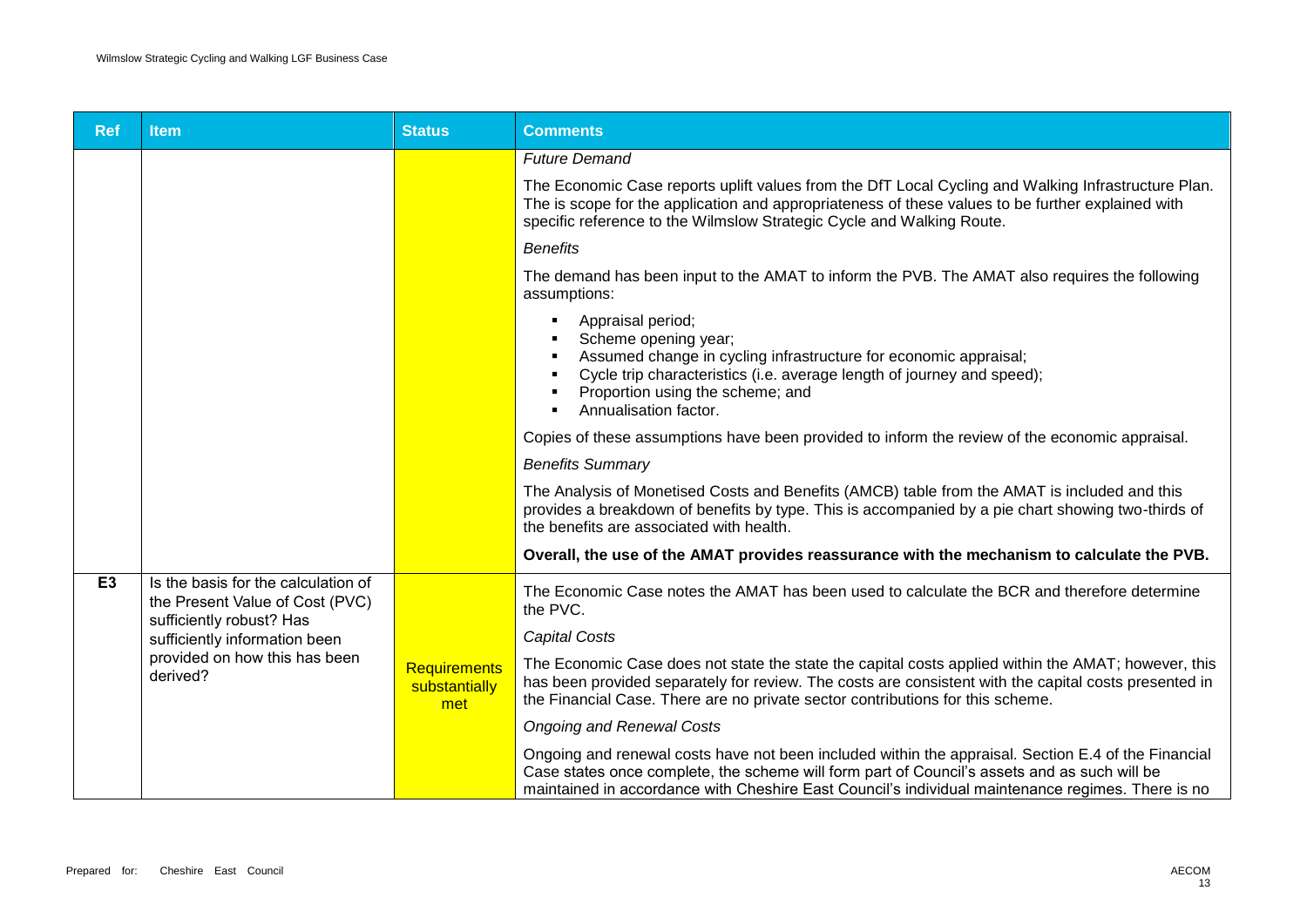| Ref | Item | Status | Comments |
|---|---|---|---|
| | | | *Future Demand*<br><br>The Economic Case reports uplift values from the DfT Local Cycling and Walking Infrastructure Plan. The is scope for the application and appropriateness of these values to be further explained with specific reference to the Wilmslow Strategic Cycle and Walking Route.<br><br>*Benefits*<br><br>The demand has been input to the AMAT to inform the PVB. The AMAT also requires the following assumptions:<br><br>▪ Appraisal period;<br>▪ Scheme opening year;<br>▪ Assumed change in cycling infrastructure for economic appraisal;<br>▪ Cycle trip characteristics (i.e. average length of journey and speed);<br>▪ Proportion using the scheme; and<br>▪ Annualisation factor.<br><br>Copies of these assumptions have been provided to inform the review of the economic appraisal.<br><br>*Benefits Summary*<br><br>The Analysis of Monetised Costs and Benefits (AMCB) table from the AMAT is included and this provides a breakdown of benefits by type. This is accompanied by a pie chart showing two-thirds of the benefits are associated with health.<br><br>**Overall, the use of the AMAT provides reassurance with the mechanism to calculate the PVB.** |
| **E3** | Is the basis for the calculation of the Present Value of Cost (PVC) sufficiently robust? Has sufficiently information been provided on how this has been derived? | Requirements substantially met | The Economic Case notes the AMAT has been used to calculate the BCR and therefore determine the PVC.<br><br>*Capital Costs*<br><br>The Economic Case does not state the state the capital costs applied within the AMAT; however, this has been provided separately for review. The costs are consistent with the capital costs presented in the Financial Case. There are no private sector contributions for this scheme.<br><br>*Ongoing and Renewal Costs*<br><br>Ongoing and renewal costs have not been included within the appraisal. Section E.4 of the Financial Case states once complete, the scheme will form part of Council's assets and as such will be maintained in accordance with Cheshire East Council's individual maintenance regimes. There is no |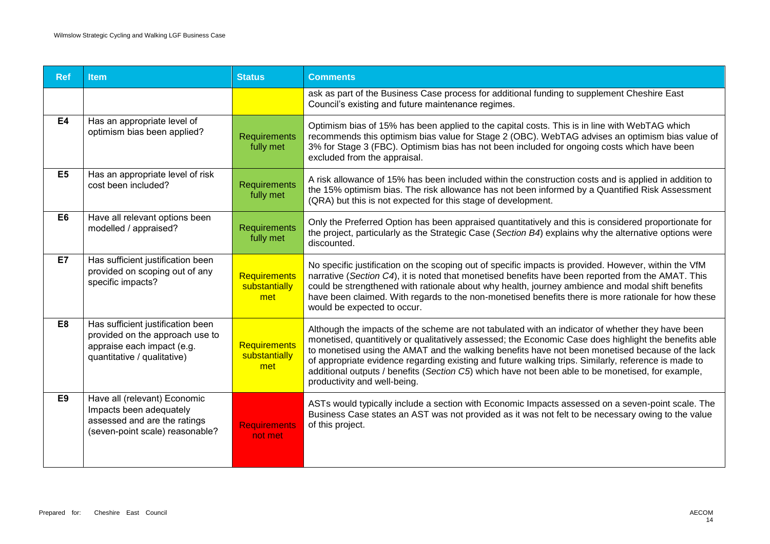| Ref | Item | Status | Comments |
|---|---|---|---|
| | | | ask as part of the Business Case process for additional funding to supplement Cheshire East Council's existing and future maintenance regimes. |
| **E4** | Has an appropriate level of optimism bias been applied? | Requirements fully met | Optimism bias of 15% has been applied to the capital costs. This is in line with WebTAG which recommends this optimism bias value for Stage 2 (OBC). WebTAG advises an optimism bias value of 3% for Stage 3 (FBC). Optimism bias has not been included for ongoing costs which have been excluded from the appraisal. |
| **E5** | Has an appropriate level of risk cost been included? | Requirements fully met | A risk allowance of 15% has been included within the construction costs and is applied in addition to the 15% optimism bias. The risk allowance has not been informed by a Quantified Risk Assessment (QRA) but this is not expected for this stage of development. |
| **E6** | Have all relevant options been modelled / appraised? | Requirements fully met | Only the Preferred Option has been appraised quantitatively and this is considered proportionate for the project, particularly as the Strategic Case (*Section B4*) explains why the alternative options were discounted. |
| **E7** | Has sufficient justification been provided on scoping out of any specific impacts? | Requirements substantially met | No specific justification on the scoping out of specific impacts is provided. However, within the VfM narrative (*Section C4*), it is noted that monetised benefits have been reported from the AMAT. This could be strengthened with rationale about why health, journey ambience and modal shift benefits have been claimed. With regards to the non-monetised benefits there is more rationale for how these would be expected to occur. |
| **E8** | Has sufficient justification been provided on the approach use to appraise each impact (e.g. quantitative / qualitative) | Requirements substantially met | Although the impacts of the scheme are not tabulated with an indicator of whether they have been monetised, quantitively or qualitatively assessed; the Economic Case does highlight the benefits able to monetised using the AMAT and the walking benefits have not been monetised because of the lack of appropriate evidence regarding existing and future walking trips. Similarly, reference is made to additional outputs / benefits (*Section C5*) which have not been able to be monetised, for example, productivity and well-being. |
| **E9** | Have all (relevant) Economic Impacts been adequately assessed and are the ratings (seven-point scale) reasonable? | Requirements not met | ASTs would typically include a section with Economic Impacts assessed on a seven-point scale. The Business Case states an AST was not provided as it was not felt to be necessary owing to the value of this project. |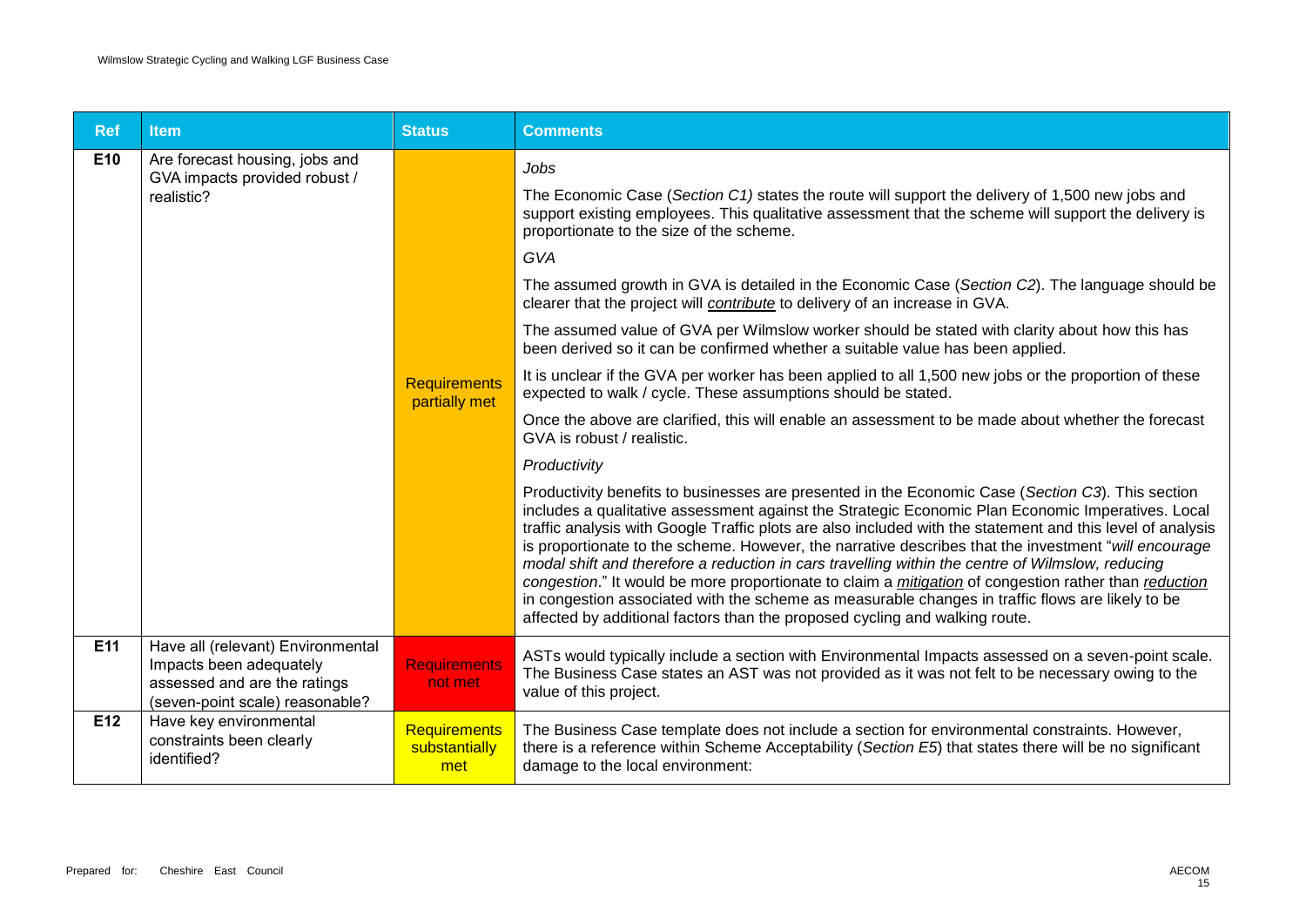| Ref | Item | Status | Comments |
|---|---|---|---|
| E10 | Are forecast housing, jobs and GVA impacts provided robust / realistic? | Requirements partially met | *Jobs*<br><br>The Economic Case (*Section C1)* states the route will support the delivery of 1,500 new jobs and support existing employees. This qualitative assessment that the scheme will support the delivery is proportionate to the size of the scheme.<br><br>*GVA*<br><br>The assumed growth in GVA is detailed in the Economic Case (*Section C2*). The language should be clearer that the project will ***contribute*** to delivery of an increase in GVA.<br><br>The assumed value of GVA per Wilmslow worker should be stated with clarity about how this has been derived so it can be confirmed whether a suitable value has been applied.<br><br>It is unclear if the GVA per worker has been applied to all 1,500 new jobs or the proportion of these expected to walk / cycle. These assumptions should be stated.<br><br>Once the above are clarified, this will enable an assessment to be made about whether the forecast GVA is robust / realistic.<br><br>*Productivity*<br><br>Productivity benefits to businesses are presented in the Economic Case (*Section C3*). This section includes a qualitative assessment against the Strategic Economic Plan Economic Imperatives. Local traffic analysis with Google Traffic plots are also included with the statement and this level of analysis is proportionate to the scheme. However, the narrative describes that the investment "*will encourage modal shift and therefore a reduction in cars travelling within the centre of Wilmslow, reducing congestion*." It would be more proportionate to claim a ***mitigation*** of congestion rather than ***reduction*** in congestion associated with the scheme as measurable changes in traffic flows are likely to be affected by additional factors than the proposed cycling and walking route. |
| E11 | Have all (relevant) Environmental Impacts been adequately assessed and are the ratings (seven-point scale) reasonable? | Requirements not met | ASTs would typically include a section with Environmental Impacts assessed on a seven-point scale. The Business Case states an AST was not provided as it was not felt to be necessary owing to the value of this project. |
| E12 | Have key environmental constraints been clearly identified? | Requirements substantially met | The Business Case template does not include a section for environmental constraints. However, there is a reference within Scheme Acceptability (*Section E5*) that states there will be no significant damage to the local environment: |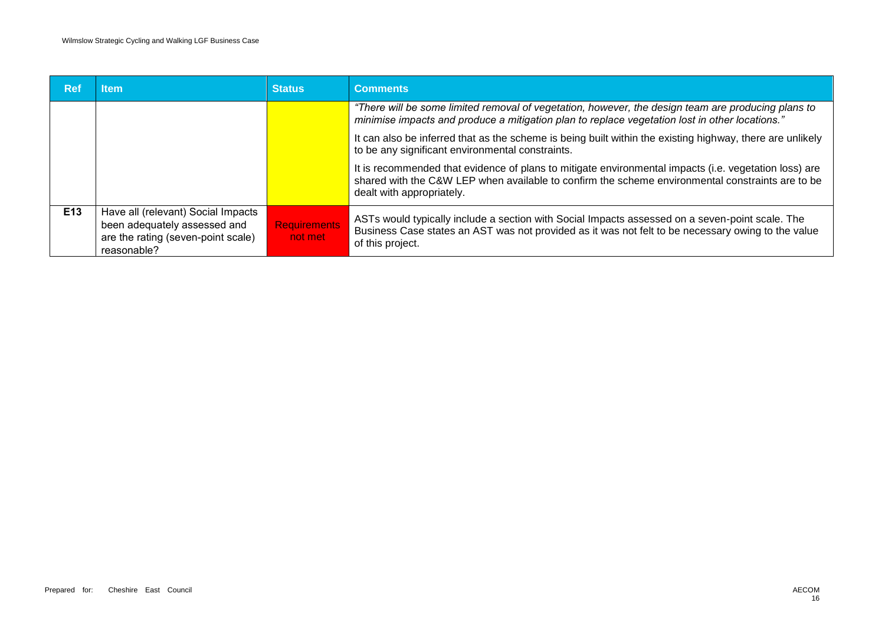| Ref | Item | Status | Comments |
|---|---|---|---|
| | | | *"There will be some limited removal of vegetation, however, the design team are producing plans to minimise impacts and produce a mitigation plan to replace vegetation lost in other locations."*<br><br>It can also be inferred that as the scheme is being built within the existing highway, there are unlikely to be any significant environmental constraints.<br><br>It is recommended that evidence of plans to mitigate environmental impacts (i.e. vegetation loss) are shared with the C&W LEP when available to confirm the scheme environmental constraints are to be dealt with appropriately. |
| **E13** | Have all (relevant) Social Impacts been adequately assessed and are the rating (seven-point scale) reasonable? | Requirements not met | ASTs would typically include a section with Social Impacts assessed on a seven-point scale. The Business Case states an AST was not provided as it was not felt to be necessary owing to the value of this project. |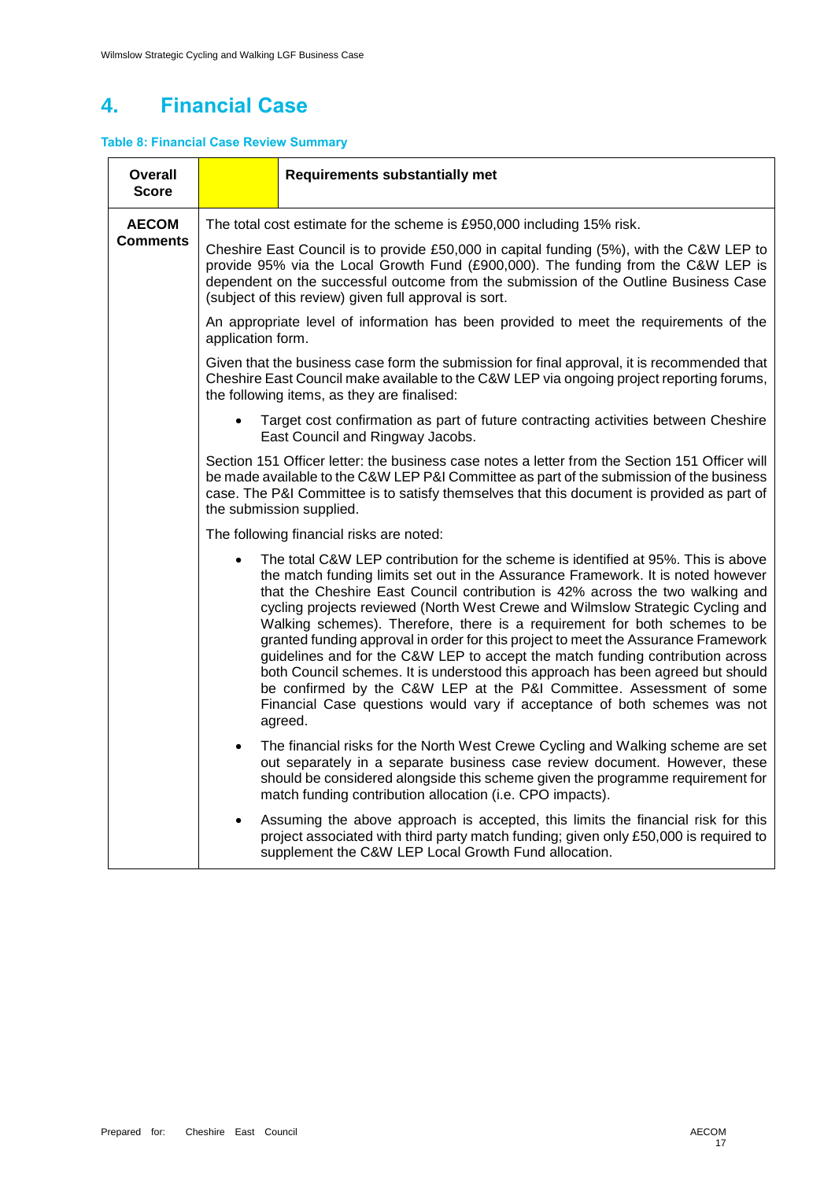## 4. Financial Case

**Table 8: Financial Case Review Summary**

| **Overall Score** | | **Requirements substantially met** |
|---|---|---|
| **AECOM Comments** | The total cost estimate for the scheme is £950,000 including 15% risk.<br><br>Cheshire East Council is to provide £50,000 in capital funding (5%), with the C&W LEP to provide 95% via the Local Growth Fund (£900,000). The funding from the C&W LEP is dependent on the successful outcome from the submission of the Outline Business Case (subject of this review) given full approval is sort.<br><br>An appropriate level of information has been provided to meet the requirements of the application form.<br><br>Given that the business case form the submission for final approval, it is recommended that Cheshire East Council make available to the C&W LEP via ongoing project reporting forums, the following items, as they are finalised:<br><br>• Target cost confirmation as part of future contracting activities between Cheshire East Council and Ringway Jacobs.<br><br>Section 151 Officer letter: the business case notes a letter from the Section 151 Officer will be made available to the C&W LEP P&I Committee as part of the submission of the business case. The P&I Committee is to satisfy themselves that this document is provided as part of the submission supplied.<br><br>The following financial risks are noted:<br><br>• The total C&W LEP contribution for the scheme is identified at 95%. This is above the match funding limits set out in the Assurance Framework. It is noted however that the Cheshire East Council contribution is 42% across the two walking and cycling projects reviewed (North West Crewe and Wilmslow Strategic Cycling and Walking schemes). Therefore, there is a requirement for both schemes to be granted funding approval in order for this project to meet the Assurance Framework guidelines and for the C&W LEP to accept the match funding contribution across both Council schemes. It is understood this approach has been agreed but should be confirmed by the C&W LEP at the P&I Committee. Assessment of some Financial Case questions would vary if acceptance of both schemes was not agreed.<br><br>• The financial risks for the North West Crewe Cycling and Walking scheme are set out separately in a separate business case review document. However, these should be considered alongside this scheme given the programme requirement for match funding contribution allocation (i.e. CPO impacts).<br><br>• Assuming the above approach is accepted, this limits the financial risk for this project associated with third party match funding; given only £50,000 is required to supplement the C&W LEP Local Growth Fund allocation. | |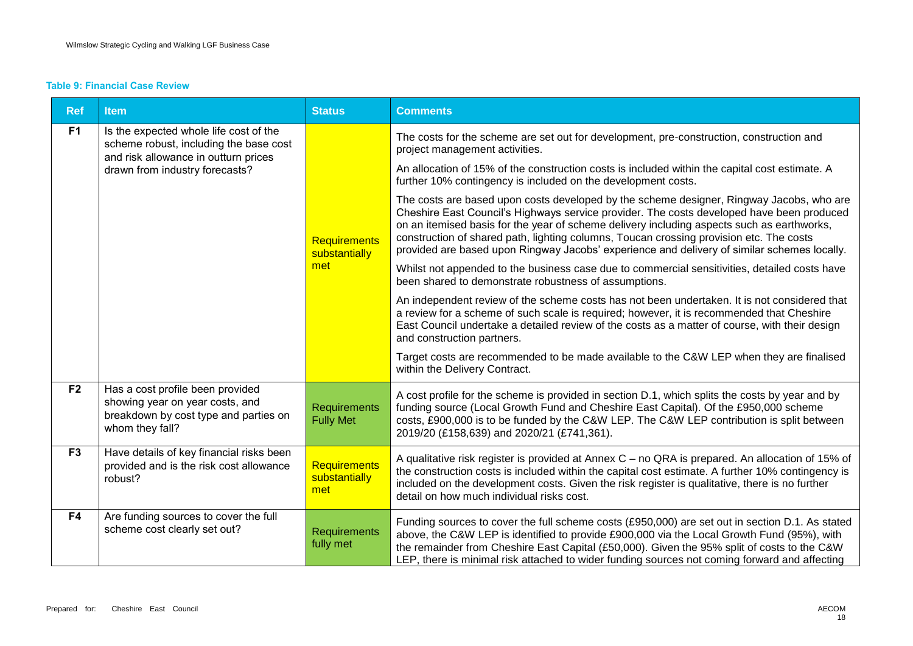**Table 9: Financial Case Review**

| Ref | Item | Status | Comments |
|---|---|---|---|
| F1 | Is the expected whole life cost of the scheme robust, including the base cost and risk allowance in outturn prices drawn from industry forecasts? | Requirements substantially met | The costs for the scheme are set out for development, pre-construction, construction and project management activities.<br><br>An allocation of 15% of the construction costs is included within the capital cost estimate. A further 10% contingency is included on the development costs.<br><br>The costs are based upon costs developed by the scheme designer, Ringway Jacobs, who are Cheshire East Council's Highways service provider. The costs developed have been produced on an itemised basis for the year of scheme delivery including aspects such as earthworks, construction of shared path, lighting columns, Toucan crossing provision etc. The costs provided are based upon Ringway Jacobs' experience and delivery of similar schemes locally.<br><br>Whilst not appended to the business case due to commercial sensitivities, detailed costs have been shared to demonstrate robustness of assumptions.<br><br>An independent review of the scheme costs has not been undertaken. It is not considered that a review for a scheme of such scale is required; however, it is recommended that Cheshire East Council undertake a detailed review of the costs as a matter of course, with their design and construction partners.<br><br>Target costs are recommended to be made available to the C&W LEP when they are finalised within the Delivery Contract. |
| F2 | Has a cost profile been provided showing year on year costs, and breakdown by cost type and parties on whom they fall? | Requirements Fully Met | A cost profile for the scheme is provided in section D.1, which splits the costs by year and by funding source (Local Growth Fund and Cheshire East Capital). Of the £950,000 scheme costs, £900,000 is to be funded by the C&W LEP. The C&W LEP contribution is split between 2019/20 (£158,639) and 2020/21 (£741,361). |
| F3 | Have details of key financial risks been provided and is the risk cost allowance robust? | Requirements substantially met | A qualitative risk register is provided at Annex C – no QRA is prepared. An allocation of 15% of the construction costs is included within the capital cost estimate. A further 10% contingency is included on the development costs. Given the risk register is qualitative, there is no further detail on how much individual risks cost. |
| F4 | Are funding sources to cover the full scheme cost clearly set out? | Requirements fully met | Funding sources to cover the full scheme costs (£950,000) are set out in section D.1. As stated above, the C&W LEP is identified to provide £900,000 via the Local Growth Fund (95%), with the remainder from Cheshire East Capital (£50,000). Given the 95% split of costs to the C&W LEP, there is minimal risk attached to wider funding sources not coming forward and affecting |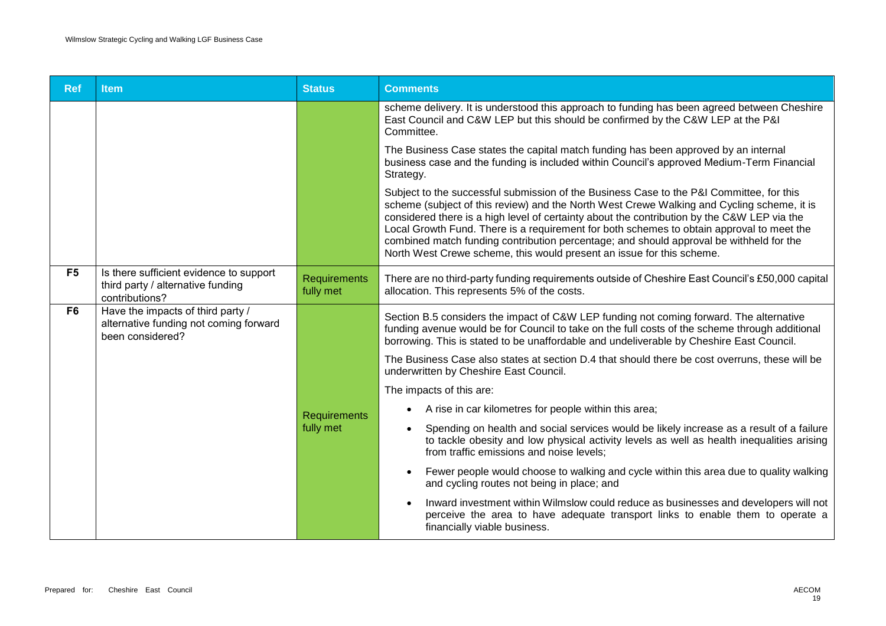| Ref | Item | Status | Comments |
|---|---|---|---|
| | | | scheme delivery. It is understood this approach to funding has been agreed between Cheshire East Council and C&W LEP but this should be confirmed by the C&W LEP at the P&I Committee.<br><br>The Business Case states the capital match funding has been approved by an internal business case and the funding is included within Council's approved Medium-Term Financial Strategy.<br><br>Subject to the successful submission of the Business Case to the P&I Committee, for this scheme (subject of this review) and the North West Crewe Walking and Cycling scheme, it is considered there is a high level of certainty about the contribution by the C&W LEP via the Local Growth Fund. There is a requirement for both schemes to obtain approval to meet the combined match funding contribution percentage; and should approval be withheld for the North West Crewe scheme, this would present an issue for this scheme. |
| **F5** | Is there sufficient evidence to support third party / alternative funding contributions? | Requirements fully met | There are no third-party funding requirements outside of Cheshire East Council's £50,000 capital allocation. This represents 5% of the costs. |
| **F6** | Have the impacts of third party / alternative funding not coming forward been considered? | Requirements fully met | Section B.5 considers the impact of C&W LEP funding not coming forward. The alternative funding avenue would be for Council to take on the full costs of the scheme through additional borrowing. This is stated to be unaffordable and undeliverable by Cheshire East Council.<br><br>The Business Case also states at section D.4 that should there be cost overruns, these will be underwritten by Cheshire East Council.<br><br>The impacts of this are:<br><br>• A rise in car kilometres for people within this area;<br>• Spending on health and social services would be likely increase as a result of a failure to tackle obesity and low physical activity levels as well as health inequalities arising from traffic emissions and noise levels;<br>• Fewer people would choose to walking and cycle within this area due to quality walking and cycling routes not being in place; and<br>• Inward investment within Wilmslow could reduce as businesses and developers will not perceive the area to have adequate transport links to enable them to operate a financially viable business. |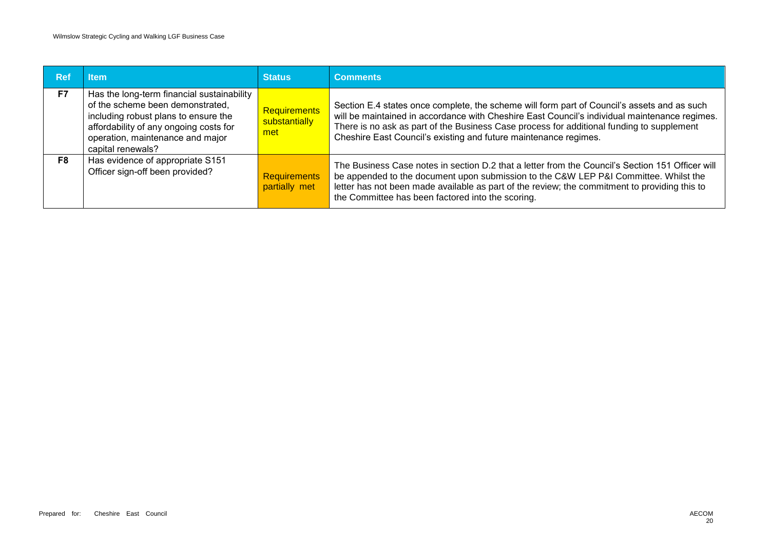| Ref | Item | Status | Comments |
|---|---|---|---|
| F7 | Has the long-term financial sustainability of the scheme been demonstrated, including robust plans to ensure the affordability of any ongoing costs for operation, maintenance and major capital renewals? | Requirements substantially met | Section E.4 states once complete, the scheme will form part of Council's assets and as such will be maintained in accordance with Cheshire East Council's individual maintenance regimes. There is no ask as part of the Business Case process for additional funding to supplement Cheshire East Council's existing and future maintenance regimes. |
| F8 | Has evidence of appropriate S151 Officer sign-off been provided? | Requirements partially met | The Business Case notes in section D.2 that a letter from the Council's Section 151 Officer will be appended to the document upon submission to the C&W LEP P&I Committee. Whilst the letter has not been made available as part of the review; the commitment to providing this to the Committee has been factored into the scoring. |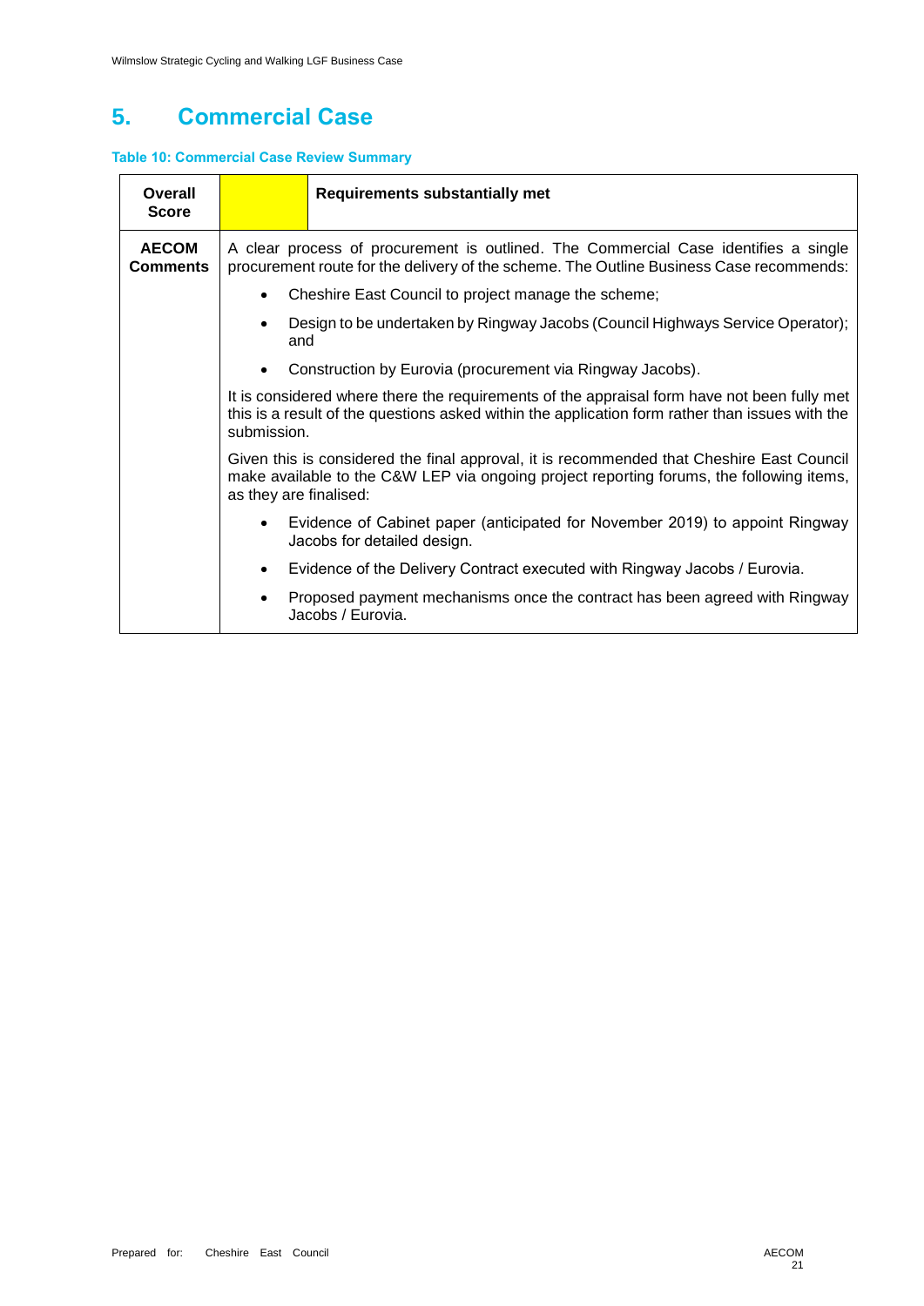# 5. Commercial Case

**Table 10: Commercial Case Review Summary**

| Overall Score | | Requirements substantially met |
|---|---|---|
| **AECOM Comments** | A clear process of procurement is outlined. The Commercial Case identifies a single procurement route for the delivery of the scheme. The Outline Business Case recommends:<br>• Cheshire East Council to project manage the scheme;<br>• Design to be undertaken by Ringway Jacobs (Council Highways Service Operator); and<br>• Construction by Eurovia (procurement via Ringway Jacobs).<br>It is considered where there the requirements of the appraisal form have not been fully met this is a result of the questions asked within the application form rather than issues with the submission.<br>Given this is considered the final approval, it is recommended that Cheshire East Council make available to the C&W LEP via ongoing project reporting forums, the following items, as they are finalised:<br>• Evidence of Cabinet paper (anticipated for November 2019) to appoint Ringway Jacobs for detailed design.<br>• Evidence of the Delivery Contract executed with Ringway Jacobs / Eurovia.<br>• Proposed payment mechanisms once the contract has been agreed with Ringway Jacobs / Eurovia. | |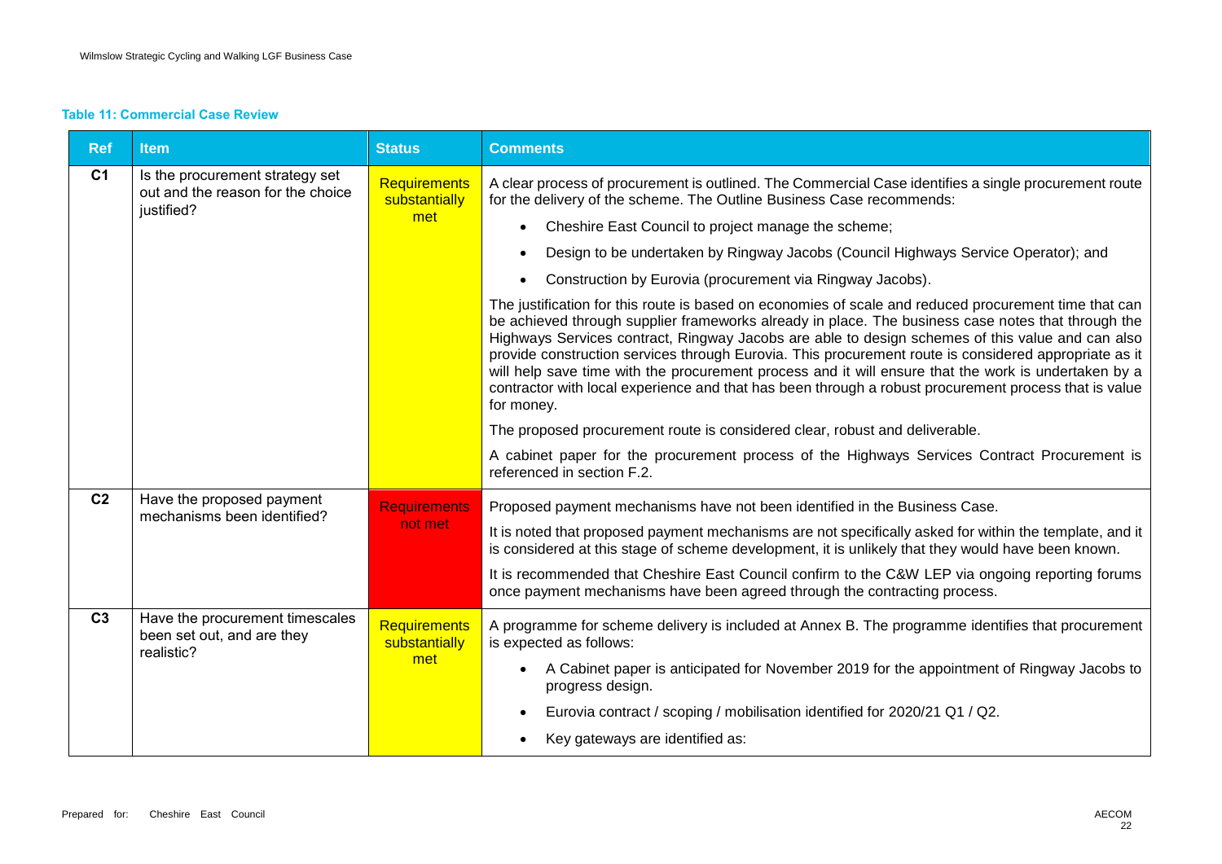**Table 11: Commercial Case Review**

| Ref | Item | Status | Comments |
|---|---|---|---|
| C1 | Is the procurement strategy set out and the reason for the choice justified? | Requirements substantially met | A clear process of procurement is outlined. The Commercial Case identifies a single procurement route for the delivery of the scheme. The Outline Business Case recommends:<br>• Cheshire East Council to project manage the scheme;<br>• Design to be undertaken by Ringway Jacobs (Council Highways Service Operator); and<br>• Construction by Eurovia (procurement via Ringway Jacobs).<br>The justification for this route is based on economies of scale and reduced procurement time that can be achieved through supplier frameworks already in place. The business case notes that through the Highways Services contract, Ringway Jacobs are able to design schemes of this value and can also provide construction services through Eurovia. This procurement route is considered appropriate as it will help save time with the procurement process and it will ensure that the work is undertaken by a contractor with local experience and that has been through a robust procurement process that is value for money.<br>The proposed procurement route is considered clear, robust and deliverable.<br>A cabinet paper for the procurement process of the Highways Services Contract Procurement is referenced in section F.2. |
| C2 | Have the proposed payment mechanisms been identified? | Requirements not met | Proposed payment mechanisms have not been identified in the Business Case.<br>It is noted that proposed payment mechanisms are not specifically asked for within the template, and it is considered at this stage of scheme development, it is unlikely that they would have been known.<br>It is recommended that Cheshire East Council confirm to the C&W LEP via ongoing reporting forums once payment mechanisms have been agreed through the contracting process. |
| C3 | Have the procurement timescales been set out, and are they realistic? | Requirements substantially met | A programme for scheme delivery is included at Annex B. The programme identifies that procurement is expected as follows:<br>• A Cabinet paper is anticipated for November 2019 for the appointment of Ringway Jacobs to progress design.<br>• Eurovia contract / scoping / mobilisation identified for 2020/21 Q1 / Q2.<br>• Key gateways are identified as: |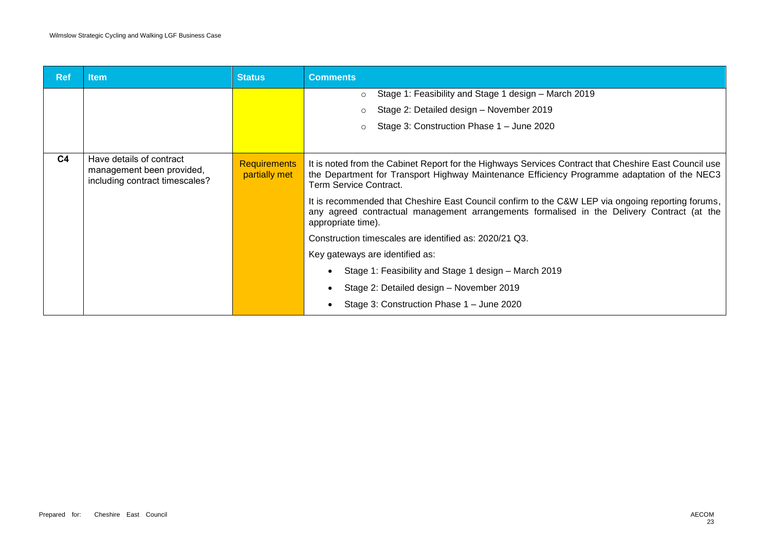| Ref | Item | Status | Comments |
|---|---|---|---|
| | | | ○ Stage 1: Feasibility and Stage 1 design – March 2019<br>○ Stage 2: Detailed design – November 2019<br>○ Stage 3: Construction Phase 1 – June 2020 |
| **C4** | Have details of contract management been provided, including contract timescales? | Requirements partially met | It is noted from the Cabinet Report for the Highways Services Contract that Cheshire East Council use the Department for Transport Highway Maintenance Efficiency Programme adaptation of the NEC3 Term Service Contract.<br><br>It is recommended that Cheshire East Council confirm to the C&W LEP via ongoing reporting forums, any agreed contractual management arrangements formalised in the Delivery Contract (at the appropriate time).<br><br>Construction timescales are identified as: 2020/21 Q3.<br><br>Key gateways are identified as:<br><br>• Stage 1: Feasibility and Stage 1 design – March 2019<br>• Stage 2: Detailed design – November 2019<br>• Stage 3: Construction Phase 1 – June 2020 |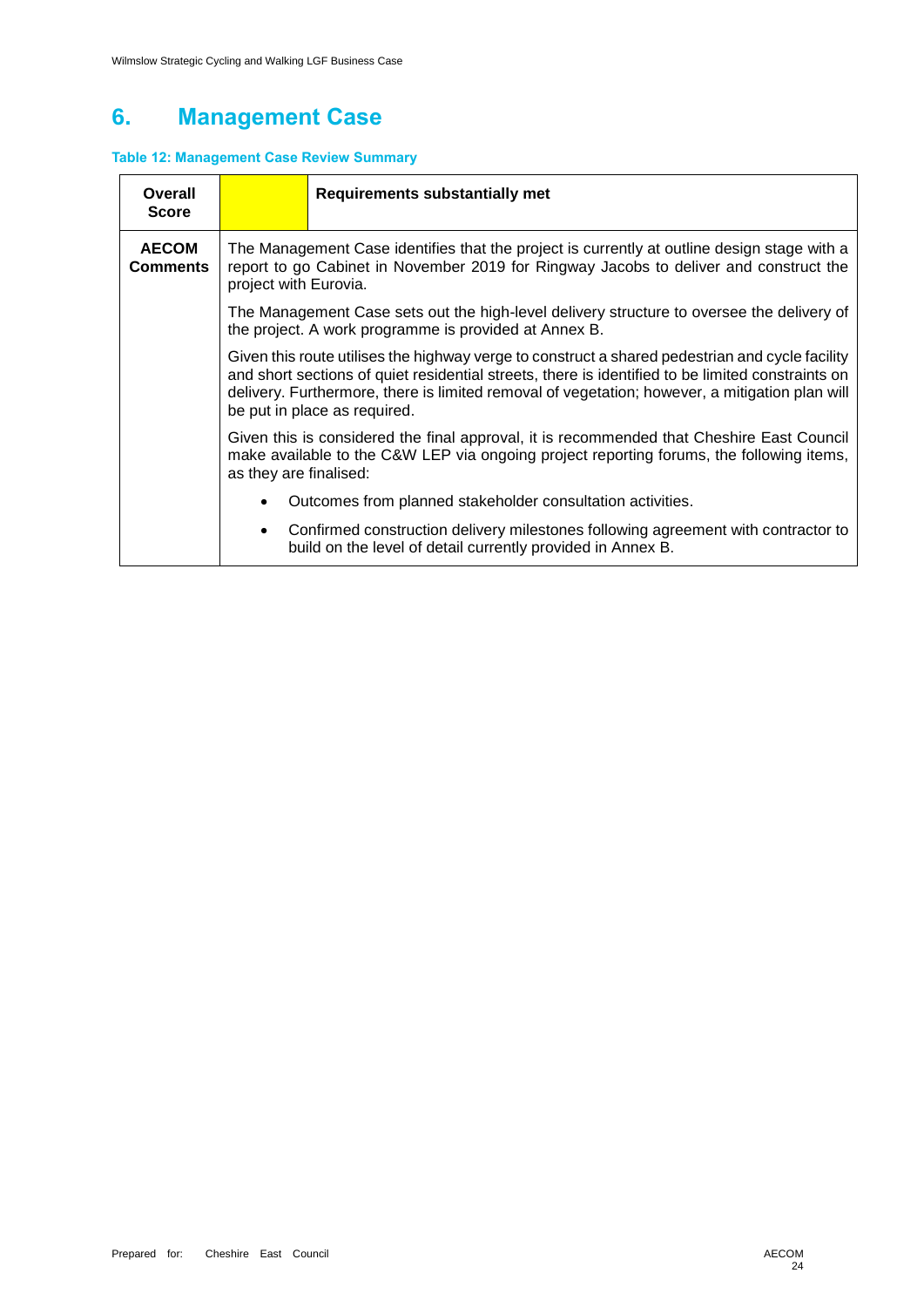# 6. Management Case

**Table 12: Management Case Review Summary**

| **Overall Score** | | **Requirements substantially met** |
|---|---|---|
| **AECOM Comments** | The Management Case identifies that the project is currently at outline design stage with a report to go Cabinet in November 2019 for Ringway Jacobs to deliver and construct the project with Eurovia.<br><br>The Management Case sets out the high-level delivery structure to oversee the delivery of the project. A work programme is provided at Annex B.<br><br>Given this route utilises the highway verge to construct a shared pedestrian and cycle facility and short sections of quiet residential streets, there is identified to be limited constraints on delivery. Furthermore, there is limited removal of vegetation; however, a mitigation plan will be put in place as required.<br><br>Given this is considered the final approval, it is recommended that Cheshire East Council make available to the C&W LEP via ongoing project reporting forums, the following items, as they are finalised:<br><br>• Outcomes from planned stakeholder consultation activities.<br><br>• Confirmed construction delivery milestones following agreement with contractor to build on the level of detail currently provided in Annex B. | |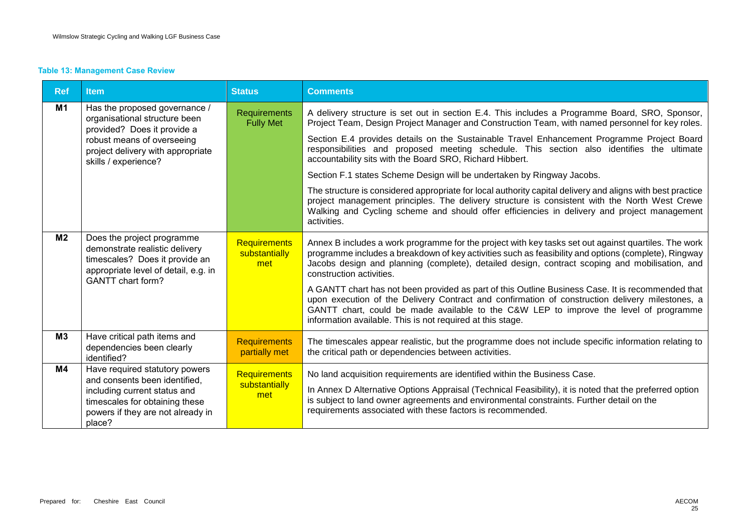**Table 13: Management Case Review**

| Ref | Item | Status | Comments |
|---|---|---|---|
| **M1** | Has the proposed governance / organisational structure been provided? Does it provide a robust means of overseeing project delivery with appropriate skills / experience? | Requirements Fully Met | A delivery structure is set out in section E.4. This includes a Programme Board, SRO, Sponsor, Project Team, Design Project Manager and Construction Team, with named personnel for key roles.<br><br>Section E.4 provides details on the Sustainable Travel Enhancement Programme Project Board responsibilities and proposed meeting schedule. This section also identifies the ultimate accountability sits with the Board SRO, Richard Hibbert.<br><br>Section F.1 states Scheme Design will be undertaken by Ringway Jacobs.<br><br>The structure is considered appropriate for local authority capital delivery and aligns with best practice project management principles. The delivery structure is consistent with the North West Crewe Walking and Cycling scheme and should offer efficiencies in delivery and project management activities. |
| **M2** | Does the project programme demonstrate realistic delivery timescales? Does it provide an appropriate level of detail, e.g. in GANTT chart form? | Requirements substantially met | Annex B includes a work programme for the project with key tasks set out against quartiles. The work programme includes a breakdown of key activities such as feasibility and options (complete), Ringway Jacobs design and planning (complete), detailed design, contract scoping and mobilisation, and construction activities.<br><br>A GANTT chart has not been provided as part of this Outline Business Case. It is recommended that upon execution of the Delivery Contract and confirmation of construction delivery milestones, a GANTT chart, could be made available to the C&W LEP to improve the level of programme information available. This is not required at this stage. |
| **M3** | Have critical path items and dependencies been clearly identified? | Requirements partially met | The timescales appear realistic, but the programme does not include specific information relating to the critical path or dependencies between activities. |
| **M4** | Have required statutory powers and consents been identified, including current status and timescales for obtaining these powers if they are not already in place? | Requirements substantially met | No land acquisition requirements are identified within the Business Case.<br><br>In Annex D Alternative Options Appraisal (Technical Feasibility), it is noted that the preferred option is subject to land owner agreements and environmental constraints. Further detail on the requirements associated with these factors is recommended. |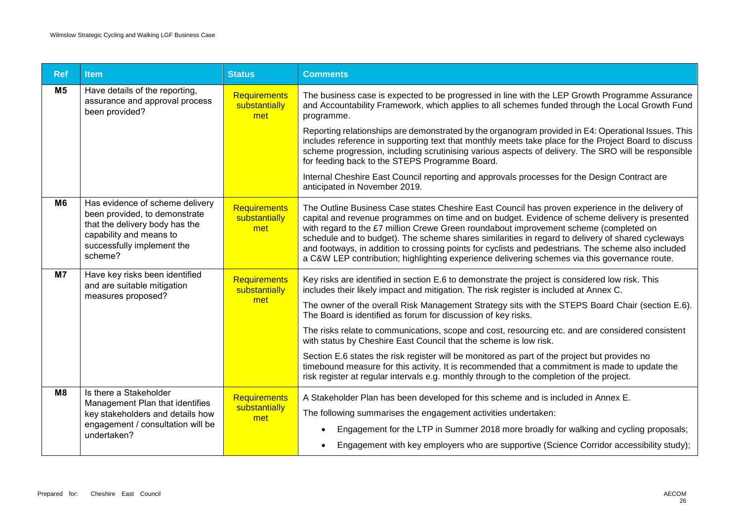| Ref | Item | Status | Comments |
|---|---|---|---|
| M5 | Have details of the reporting, assurance and approval process been provided? | Requirements substantially met | The business case is expected to be progressed in line with the LEP Growth Programme Assurance and Accountability Framework, which applies to all schemes funded through the Local Growth Fund programme.<br><br>Reporting relationships are demonstrated by the organogram provided in E4: Operational Issues. This includes reference in supporting text that monthly meets take place for the Project Board to discuss scheme progression, including scrutinising various aspects of delivery. The SRO will be responsible for feeding back to the STEPS Programme Board.<br><br>Internal Cheshire East Council reporting and approvals processes for the Design Contract are anticipated in November 2019. |
| M6 | Has evidence of scheme delivery been provided, to demonstrate that the delivery body has the capability and means to successfully implement the scheme? | Requirements substantially met | The Outline Business Case states Cheshire East Council has proven experience in the delivery of capital and revenue programmes on time and on budget. Evidence of scheme delivery is presented with regard to the £7 million Crewe Green roundabout improvement scheme (completed on schedule and to budget). The scheme shares similarities in regard to delivery of shared cycleways and footways, in addition to crossing points for cyclists and pedestrians. The scheme also included a C&W LEP contribution; highlighting experience delivering schemes via this governance route. |
| M7 | Have key risks been identified and are suitable mitigation measures proposed? | Requirements substantially met | Key risks are identified in section E.6 to demonstrate the project is considered low risk. This includes their likely impact and mitigation. The risk register is included at Annex C.<br><br>The owner of the overall Risk Management Strategy sits with the STEPS Board Chair (section E.6). The Board is identified as forum for discussion of key risks.<br><br>The risks relate to communications, scope and cost, resourcing etc. and are considered consistent with status by Cheshire East Council that the scheme is low risk.<br><br>Section E.6 states the risk register will be monitored as part of the project but provides no timebound measure for this activity. It is recommended that a commitment is made to update the risk register at regular intervals e.g. monthly through to the completion of the project. |
| M8 | Is there a Stakeholder Management Plan that identifies key stakeholders and details how engagement / consultation will be undertaken? | Requirements substantially met | A Stakeholder Plan has been developed for this scheme and is included in Annex E.<br><br>The following summarises the engagement activities undertaken:<br><br>• Engagement for the LTP in Summer 2018 more broadly for walking and cycling proposals;<br>• Engagement with key employers who are supportive (Science Corridor accessibility study); |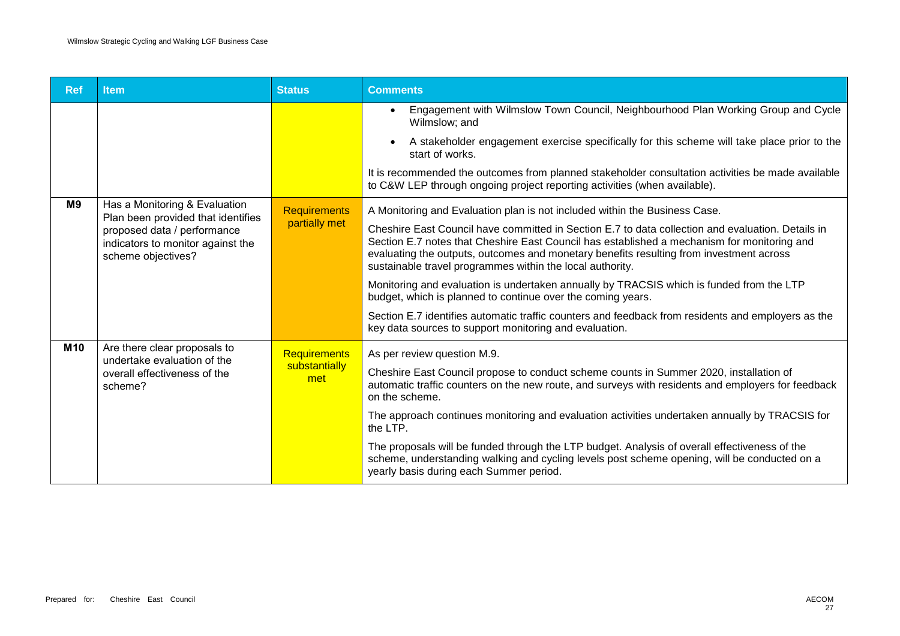| Ref | Item | Status | Comments |
|---|---|---|---|
| | | | • Engagement with Wilmslow Town Council, Neighbourhood Plan Working Group and Cycle Wilmslow; and<br>• A stakeholder engagement exercise specifically for this scheme will take place prior to the start of works.<br><br>It is recommended the outcomes from planned stakeholder consultation activities be made available to C&W LEP through ongoing project reporting activities (when available). |
| **M9** | Has a Monitoring & Evaluation Plan been provided that identifies proposed data / performance indicators to monitor against the scheme objectives? | Requirements partially met | A Monitoring and Evaluation plan is not included within the Business Case.<br><br>Cheshire East Council have committed in Section E.7 to data collection and evaluation. Details in Section E.7 notes that Cheshire East Council has established a mechanism for monitoring and evaluating the outputs, outcomes and monetary benefits resulting from investment across sustainable travel programmes within the local authority.<br><br>Monitoring and evaluation is undertaken annually by TRACSIS which is funded from the LTP budget, which is planned to continue over the coming years.<br><br>Section E.7 identifies automatic traffic counters and feedback from residents and employers as the key data sources to support monitoring and evaluation. |
| **M10** | Are there clear proposals to undertake evaluation of the overall effectiveness of the scheme? | Requirements substantially met | As per review question M.9.<br><br>Cheshire East Council propose to conduct scheme counts in Summer 2020, installation of automatic traffic counters on the new route, and surveys with residents and employers for feedback on the scheme.<br><br>The approach continues monitoring and evaluation activities undertaken annually by TRACSIS for the LTP.<br><br>The proposals will be funded through the LTP budget. Analysis of overall effectiveness of the scheme, understanding walking and cycling levels post scheme opening, will be conducted on a yearly basis during each Summer period. |